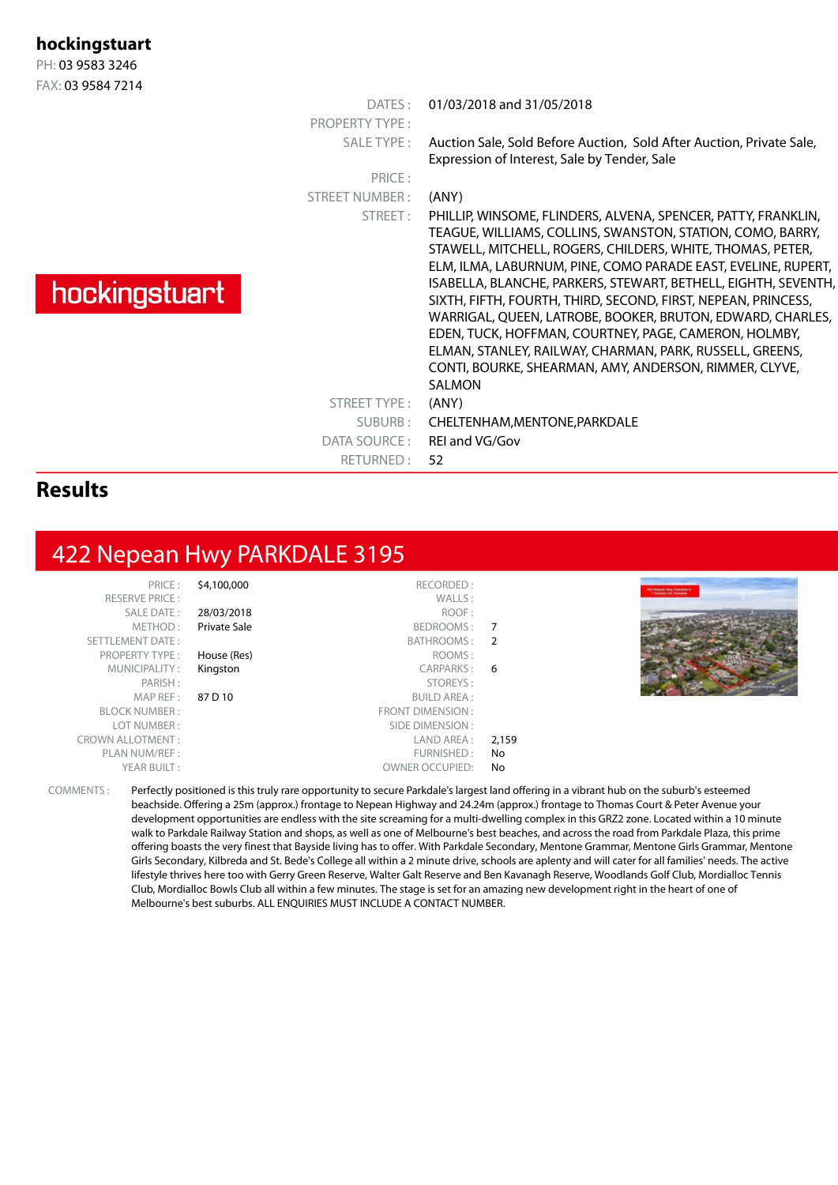**hockingstuart**
PH: 03 9583 3246
FAX: 03 9584 7214

hockingstuart

| | |
|---|---|
| DATES : | 01/03/2018 and 31/05/2018 |
| PROPERTY TYPE : | |
| SALE TYPE : | Auction Sale, Sold Before Auction, Sold After Auction, Private Sale, Expression of Interest, Sale by Tender, Sale |
| PRICE : | |
| STREET NUMBER : | (ANY) |
| STREET : | PHILLIP, WINSOME, FLINDERS, ALVENA, SPENCER, PATTY, FRANKLIN, TEAGUE, WILLIAMS, COLLINS, SWANSTON, STATION, COMO, BARRY, STAWELL, MITCHELL, ROGERS, CHILDERS, WHITE, THOMAS, PETER, ELM, ILMA, LABURNUM, PINE, COMO PARADE EAST, EVELINE, RUPERT, ISABELLA, BLANCHE, PARKERS, STEWART, BETHELL, EIGHTH, SEVENTH, SIXTH, FIFTH, FOURTH, THIRD, SECOND, FIRST, NEPEAN, PRINCESS, WARRIGAL, QUEEN, LATROBE, BOOKER, BRUTON, EDWARD, CHARLES, EDEN, TUCK, HOFFMAN, COURTNEY, PAGE, CAMERON, HOLMBY, ELMAN, STANLEY, RAILWAY, CHARMAN, PARK, RUSSELL, GREENS, CONTI, BOURKE, SHEARMAN, AMY, ANDERSON, RIMMER, CLYVE, SALMON |
| STREET TYPE : | (ANY) |
| SUBURB : | CHELTENHAM,MENTONE,PARKDALE |
| DATA SOURCE : | REI and VG/Gov |
| RETURNED : | 52 |

## Results

## 422 Nepean Hwy PARKDALE 3195

| | | | |
|---|---|---|---|
| PRICE : | $4,100,000 | RECORDED : | |
| RESERVE PRICE : | | WALLS : | |
| SALE DATE : | 28/03/2018 | ROOF : | |
| METHOD : | Private Sale | BEDROOMS : | 7 |
| SETTLEMENT DATE : | | BATHROOMS : | 2 |
| PROPERTY TYPE : | House (Res) | ROOMS : | |
| MUNICIPALITY : | Kingston | CARPARKS : | 6 |
| PARISH : | | STOREYS : | |
| MAP REF : | 87 D 10 | BUILD AREA : | |
| BLOCK NUMBER : | | FRONT DIMENSION : | |
| LOT NUMBER : | | SIDE DIMENSION : | |
| CROWN ALLOTMENT : | | LAND AREA : | 2,159 |
| PLAN NUM/REF : | | FURNISHED : | No |
| YEAR BUILT : | | OWNER OCCUPIED: | No |

COMMENTS : Perfectly positioned is this truly rare opportunity to secure Parkdale's largest land offering in a vibrant hub on the suburb's esteemed beachside. Offering a 25m (approx.) frontage to Nepean Highway and 24.24m (approx.) frontage to Thomas Court & Peter Avenue your development opportunities are endless with the site screaming for a multi-dwelling complex in this GRZ2 zone. Located within a 10 minute walk to Parkdale Railway Station and shops, as well as one of Melbourne's best beaches, and across the road from Parkdale Plaza, this prime offering boasts the very finest that Bayside living has to offer. With Parkdale Secondary, Mentone Grammar, Mentone Girls Grammar, Mentone Girls Secondary, Kilbreda and St. Bede's College all within a 2 minute drive, schools are aplenty and will cater for all families' needs. The active lifestyle thrives here too with Gerry Green Reserve, Walter Galt Reserve and Ben Kavanagh Reserve, Woodlands Golf Club, Mordialloc Tennis Club, Mordialloc Bowls Club all within a few minutes. The stage is set for an amazing new development right in the heart of one of Melbourne's best suburbs. ALL ENQUIRIES MUST INCLUDE A CONTACT NUMBER.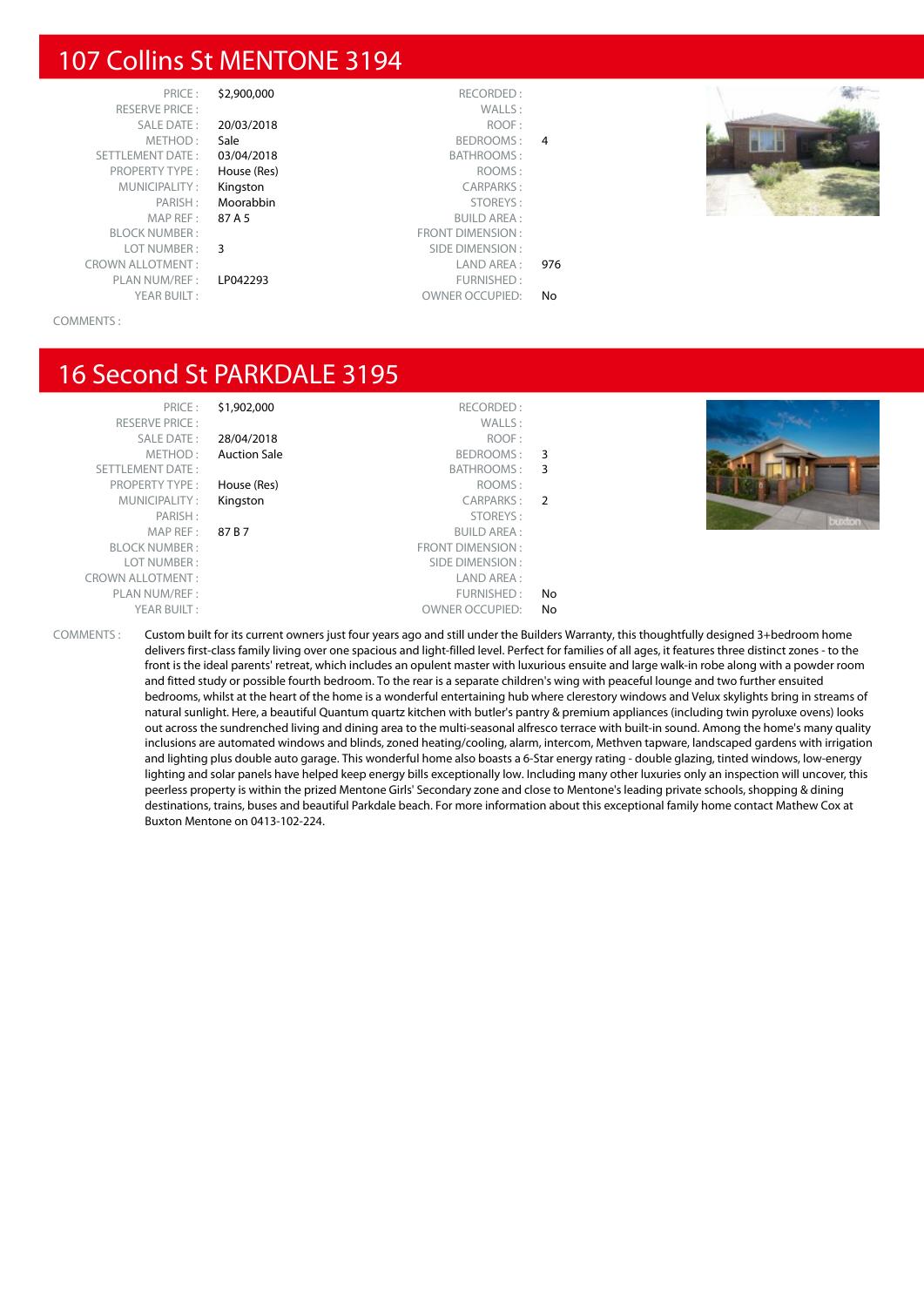# 107 Collins St MENTONE 3194

| | | | |
|---|---|---|---|
| PRICE : | $2,900,000 | RECORDED : | |
| RESERVE PRICE : | | WALLS : | |
| SALE DATE : | 20/03/2018 | ROOF : | |
| METHOD : | Sale | BEDROOMS : | 4 |
| SETTLEMENT DATE : | 03/04/2018 | BATHROOMS : | |
| PROPERTY TYPE : | House (Res) | ROOMS : | |
| MUNICIPALITY : | Kingston | CARPARKS : | |
| PARISH : | Moorabbin | STOREYS : | |
| MAP REF : | 87 A 5 | BUILD AREA : | |
| BLOCK NUMBER : | | FRONT DIMENSION : | |
| LOT NUMBER : | 3 | SIDE DIMENSION : | |
| CROWN ALLOTMENT : | | LAND AREA : | 976 |
| PLAN NUM/REF : | LP042293 | FURNISHED : | |
| YEAR BUILT : | | OWNER OCCUPIED: | No |

COMMENTS :

# 16 Second St PARKDALE 3195

| | | | |
|---|---|---|---|
| PRICE : | $1,902,000 | RECORDED : | |
| RESERVE PRICE : | | WALLS : | |
| SALE DATE : | 28/04/2018 | ROOF : | |
| METHOD : | Auction Sale | BEDROOMS : | 3 |
| SETTLEMENT DATE : | | BATHROOMS : | 3 |
| PROPERTY TYPE : | House (Res) | ROOMS : | |
| MUNICIPALITY : | Kingston | CARPARKS : | 2 |
| PARISH : | | STOREYS : | |
| MAP REF : | 87 B 7 | BUILD AREA : | |
| BLOCK NUMBER : | | FRONT DIMENSION : | |
| LOT NUMBER : | | SIDE DIMENSION : | |
| CROWN ALLOTMENT : | | LAND AREA : | |
| PLAN NUM/REF : | | FURNISHED : | No |
| YEAR BUILT : | | OWNER OCCUPIED: | No |

COMMENTS : Custom built for its current owners just four years ago and still under the Builders Warranty, this thoughtfully designed 3+bedroom home delivers first-class family living over one spacious and light-filled level. Perfect for families of all ages, it features three distinct zones - to the front is the ideal parents' retreat, which includes an opulent master with luxurious ensuite and large walk-in robe along with a powder room and fitted study or possible fourth bedroom. To the rear is a separate children's wing with peaceful lounge and two further ensuited bedrooms, whilst at the heart of the home is a wonderful entertaining hub where clerestory windows and Velux skylights bring in streams of natural sunlight. Here, a beautiful Quantum quartz kitchen with butler's pantry & premium appliances (including twin pyroluxe ovens) looks out across the sundrenched living and dining area to the multi-seasonal alfresco terrace with built-in sound. Among the home's many quality inclusions are automated windows and blinds, zoned heating/cooling, alarm, intercom, Methven tapware, landscaped gardens with irrigation and lighting plus double auto garage. This wonderful home also boasts a 6-Star energy rating - double glazing, tinted windows, low-energy lighting and solar panels have helped keep energy bills exceptionally low. Including many other luxuries only an inspection will uncover, this peerless property is within the prized Mentone Girls' Secondary zone and close to Mentone's leading private schools, shopping & dining destinations, trains, buses and beautiful Parkdale beach. For more information about this exceptional family home contact Mathew Cox at Buxton Mentone on 0413-102-224.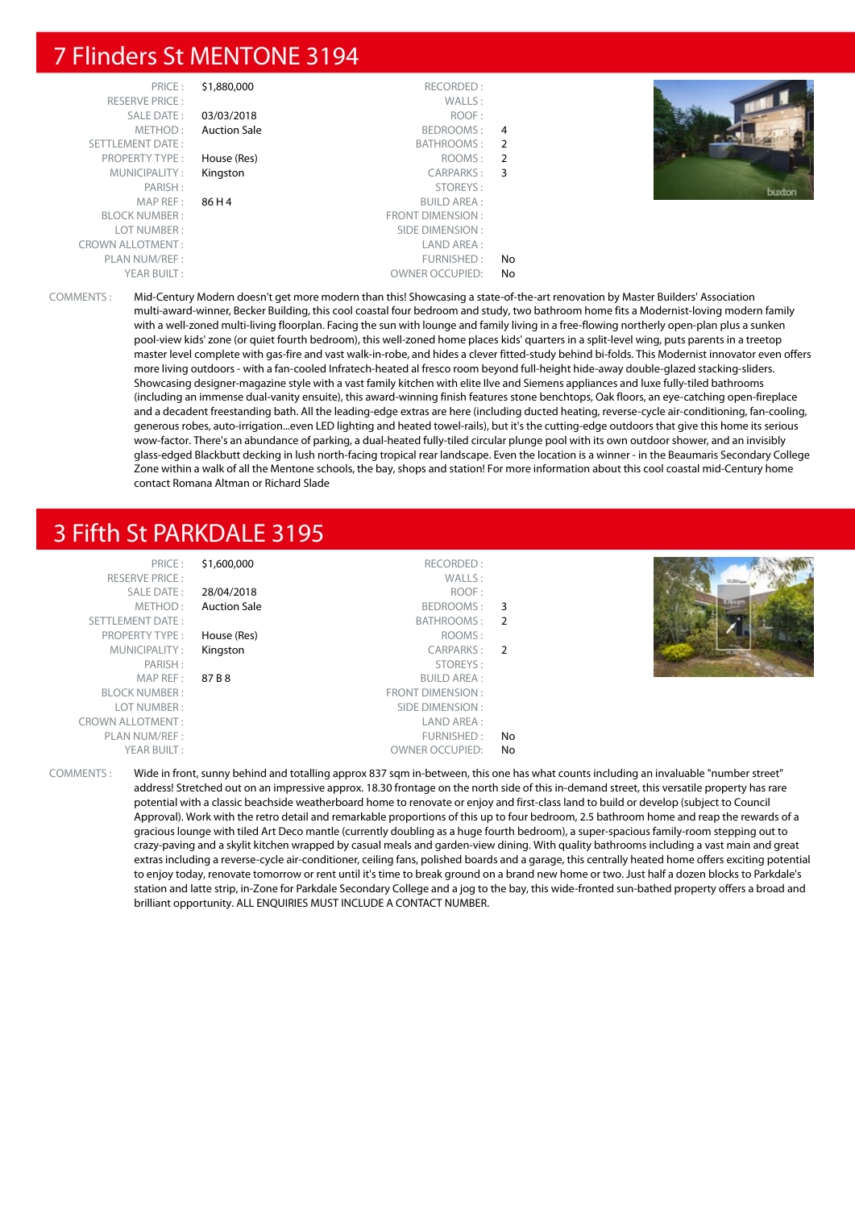# 7 Flinders St MENTONE 3194

| | | | |
|---|---|---|---|
| PRICE : | $1,880,000 | RECORDED : | |
| RESERVE PRICE : | | WALLS : | |
| SALE DATE : | 03/03/2018 | ROOF : | |
| METHOD : | Auction Sale | BEDROOMS : | 4 |
| SETTLEMENT DATE : | | BATHROOMS : | 2 |
| PROPERTY TYPE : | House (Res) | ROOMS : | 2 |
| MUNICIPALITY : | Kingston | CARPARKS : | 3 |
| PARISH : | | STOREYS : | |
| MAP REF : | 86 H 4 | BUILD AREA : | |
| BLOCK NUMBER : | | FRONT DIMENSION : | |
| LOT NUMBER : | | SIDE DIMENSION : | |
| CROWN ALLOTMENT : | | LAND AREA : | |
| PLAN NUM/REF : | | FURNISHED : | No |
| YEAR BUILT : | | OWNER OCCUPIED: | No |

COMMENTS : Mid-Century Modern doesn't get more modern than this! Showcasing a state-of-the-art renovation by Master Builders' Association multi-award-winner, Becker Building, this cool coastal four bedroom and study, two bathroom home fits a Modernist-loving modern family with a well-zoned multi-living floorplan. Facing the sun with lounge and family living in a free-flowing northerly open-plan plus a sunken pool-view kids' zone (or quiet fourth bedroom), this well-zoned home places kids' quarters in a split-level wing, puts parents in a treetop master level complete with gas-fire and vast walk-in-robe, and hides a clever fitted-study behind bi-folds. This Modernist innovator even offers more living outdoors - with a fan-cooled Infratech-heated al fresco room beyond full-height hide-away double-glazed stacking-sliders. Showcasing designer-magazine style with a vast family kitchen with elite Ilve and Siemens appliances and luxe fully-tiled bathrooms (including an immense dual-vanity ensuite), this award-winning finish features stone benchtops, Oak floors, an eye-catching open-fireplace and a decadent freestanding bath. All the leading-edge extras are here (including ducted heating, reverse-cycle air-conditioning, fan-cooling, generous robes, auto-irrigation...even LED lighting and heated towel-rails), but it's the cutting-edge outdoors that give this home its serious wow-factor. There's an abundance of parking, a dual-heated fully-tiled circular plunge pool with its own outdoor shower, and an invisibly glass-edged Blackbutt decking in lush north-facing tropical rear landscape. Even the location is a winner - in the Beaumaris Secondary College Zone within a walk of all the Mentone schools, the bay, shops and station! For more information about this cool coastal mid-Century home contact Romana Altman or Richard Slade

# 3 Fifth St PARKDALE 3195

| | | | |
|---|---|---|---|
| PRICE : | $1,600,000 | RECORDED : | |
| RESERVE PRICE : | | WALLS : | |
| SALE DATE : | 28/04/2018 | ROOF : | |
| METHOD : | Auction Sale | BEDROOMS : | 3 |
| SETTLEMENT DATE : | | BATHROOMS : | 2 |
| PROPERTY TYPE : | House (Res) | ROOMS : | |
| MUNICIPALITY : | Kingston | CARPARKS : | 2 |
| PARISH : | | STOREYS : | |
| MAP REF : | 87 B 8 | BUILD AREA : | |
| BLOCK NUMBER : | | FRONT DIMENSION : | |
| LOT NUMBER : | | SIDE DIMENSION : | |
| CROWN ALLOTMENT : | | LAND AREA : | |
| PLAN NUM/REF : | | FURNISHED : | No |
| YEAR BUILT : | | OWNER OCCUPIED: | No |

COMMENTS : Wide in front, sunny behind and totalling approx 837 sqm in-between, this one has what counts including an invaluable "number street" address! Stretched out on an impressive approx. 18.30 frontage on the north side of this in-demand street, this versatile property has rare potential with a classic beachside weatherboard home to renovate or enjoy and first-class land to build or develop (subject to Council Approval). Work with the retro detail and remarkable proportions of this up to four bedroom, 2.5 bathroom home and reap the rewards of a gracious lounge with tiled Art Deco mantle (currently doubling as a huge fourth bedroom), a super-spacious family-room stepping out to crazy-paving and a skylit kitchen wrapped by casual meals and garden-view dining. With quality bathrooms including a vast main and great extras including a reverse-cycle air-conditioner, ceiling fans, polished boards and a garage, this centrally heated home offers exciting potential to enjoy today, renovate tomorrow or rent until it's time to break ground on a brand new home or two. Just half a dozen blocks to Parkdale's station and latte strip, in-Zone for Parkdale Secondary College and a jog to the bay, this wide-fronted sun-bathed property offers a broad and brilliant opportunity. ALL ENQUIRIES MUST INCLUDE A CONTACT NUMBER.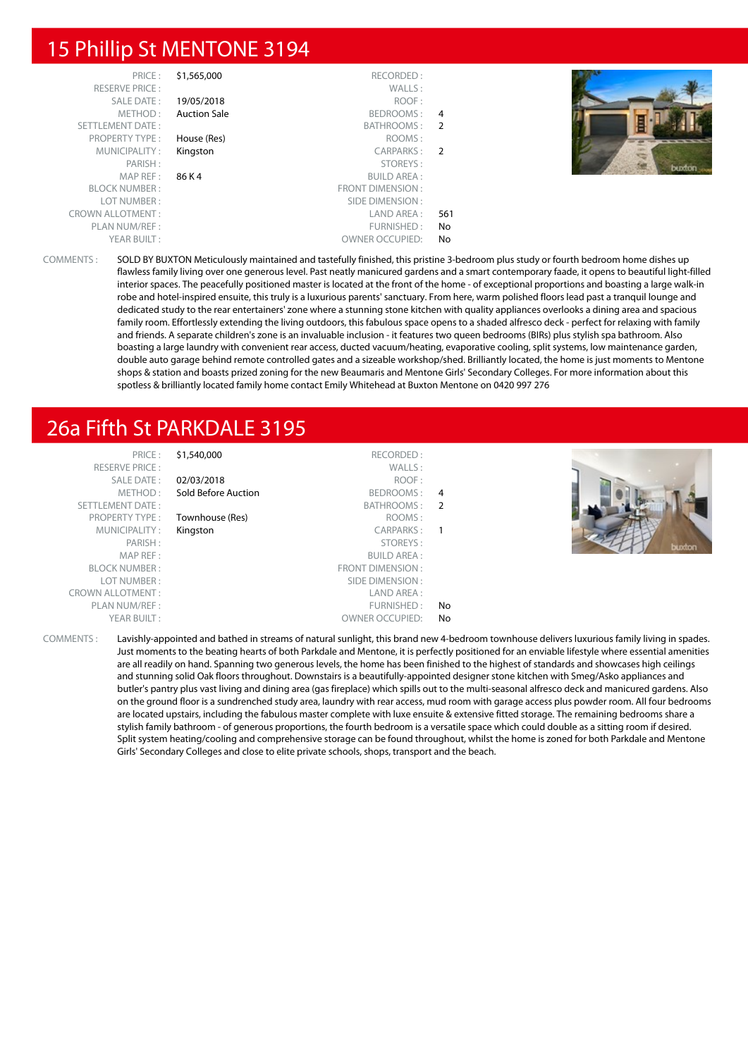## 15 Phillip St MENTONE 3194

| | | | |
|---|---|---|---|
| PRICE : | $1,565,000 | RECORDED : | |
| RESERVE PRICE : | | WALLS : | |
| SALE DATE : | 19/05/2018 | ROOF : | |
| METHOD : | Auction Sale | BEDROOMS : | 4 |
| SETTLEMENT DATE : | | BATHROOMS : | 2 |
| PROPERTY TYPE : | House (Res) | ROOMS : | |
| MUNICIPALITY : | Kingston | CARPARKS : | 2 |
| PARISH : | | STOREYS : | |
| MAP REF : | 86 K 4 | BUILD AREA : | |
| BLOCK NUMBER : | | FRONT DIMENSION : | |
| LOT NUMBER : | | SIDE DIMENSION : | |
| CROWN ALLOTMENT : | | LAND AREA : | 561 |
| PLAN NUM/REF : | | FURNISHED : | No |
| YEAR BUILT : | | OWNER OCCUPIED: | No |

COMMENTS : SOLD BY BUXTON Meticulously maintained and tastefully finished, this pristine 3-bedroom plus study or fourth bedroom home dishes up flawless family living over one generous level. Past neatly manicured gardens and a smart contemporary faade, it opens to beautiful light-filled interior spaces. The peacefully positioned master is located at the front of the home - of exceptional proportions and boasting a large walk-in robe and hotel-inspired ensuite, this truly is a luxurious parents' sanctuary. From here, warm polished floors lead past a tranquil lounge and dedicated study to the rear entertainers' zone where a stunning stone kitchen with quality appliances overlooks a dining area and spacious family room. Effortlessly extending the living outdoors, this fabulous space opens to a shaded alfresco deck - perfect for relaxing with family and friends. A separate children's zone is an invaluable inclusion - it features two queen bedrooms (BIRs) plus stylish spa bathroom. Also boasting a large laundry with convenient rear access, ducted vacuum/heating, evaporative cooling, split systems, low maintenance garden, double auto garage behind remote controlled gates and a sizeable workshop/shed. Brilliantly located, the home is just moments to Mentone shops & station and boasts prized zoning for the new Beaumaris and Mentone Girls' Secondary Colleges. For more information about this spotless & brilliantly located family home contact Emily Whitehead at Buxton Mentone on 0420 997 276

## 26a Fifth St PARKDALE 3195

| | | | |
|---|---|---|---|
| PRICE : | $1,540,000 | RECORDED : | |
| RESERVE PRICE : | | WALLS : | |
| SALE DATE : | 02/03/2018 | ROOF : | |
| METHOD : | Sold Before Auction | BEDROOMS : | 4 |
| SETTLEMENT DATE : | | BATHROOMS : | 2 |
| PROPERTY TYPE : | Townhouse (Res) | ROOMS : | |
| MUNICIPALITY : | Kingston | CARPARKS : | 1 |
| PARISH : | | STOREYS : | |
| MAP REF : | | BUILD AREA : | |
| BLOCK NUMBER : | | FRONT DIMENSION : | |
| LOT NUMBER : | | SIDE DIMENSION : | |
| CROWN ALLOTMENT : | | LAND AREA : | |
| PLAN NUM/REF : | | FURNISHED : | No |
| YEAR BUILT : | | OWNER OCCUPIED: | No |

COMMENTS : Lavishly-appointed and bathed in streams of natural sunlight, this brand new 4-bedroom townhouse delivers luxurious family living in spades. Just moments to the beating hearts of both Parkdale and Mentone, it is perfectly positioned for an enviable lifestyle where essential amenities are all readily on hand. Spanning two generous levels, the home has been finished to the highest of standards and showcases high ceilings and stunning solid Oak floors throughout. Downstairs is a beautifully-appointed designer stone kitchen with Smeg/Asko appliances and butler's pantry plus vast living and dining area (gas fireplace) which spills out to the multi-seasonal alfresco deck and manicured gardens. Also on the ground floor is a sundrenched study area, laundry with rear access, mud room with garage access plus powder room. All four bedrooms are located upstairs, including the fabulous master complete with luxe ensuite & extensive fitted storage. The remaining bedrooms share a stylish family bathroom - of generous proportions, the fourth bedroom is a versatile space which could double as a sitting room if desired. Split system heating/cooling and comprehensive storage can be found throughout, whilst the home is zoned for both Parkdale and Mentone Girls' Secondary Colleges and close to elite private schools, shops, transport and the beach.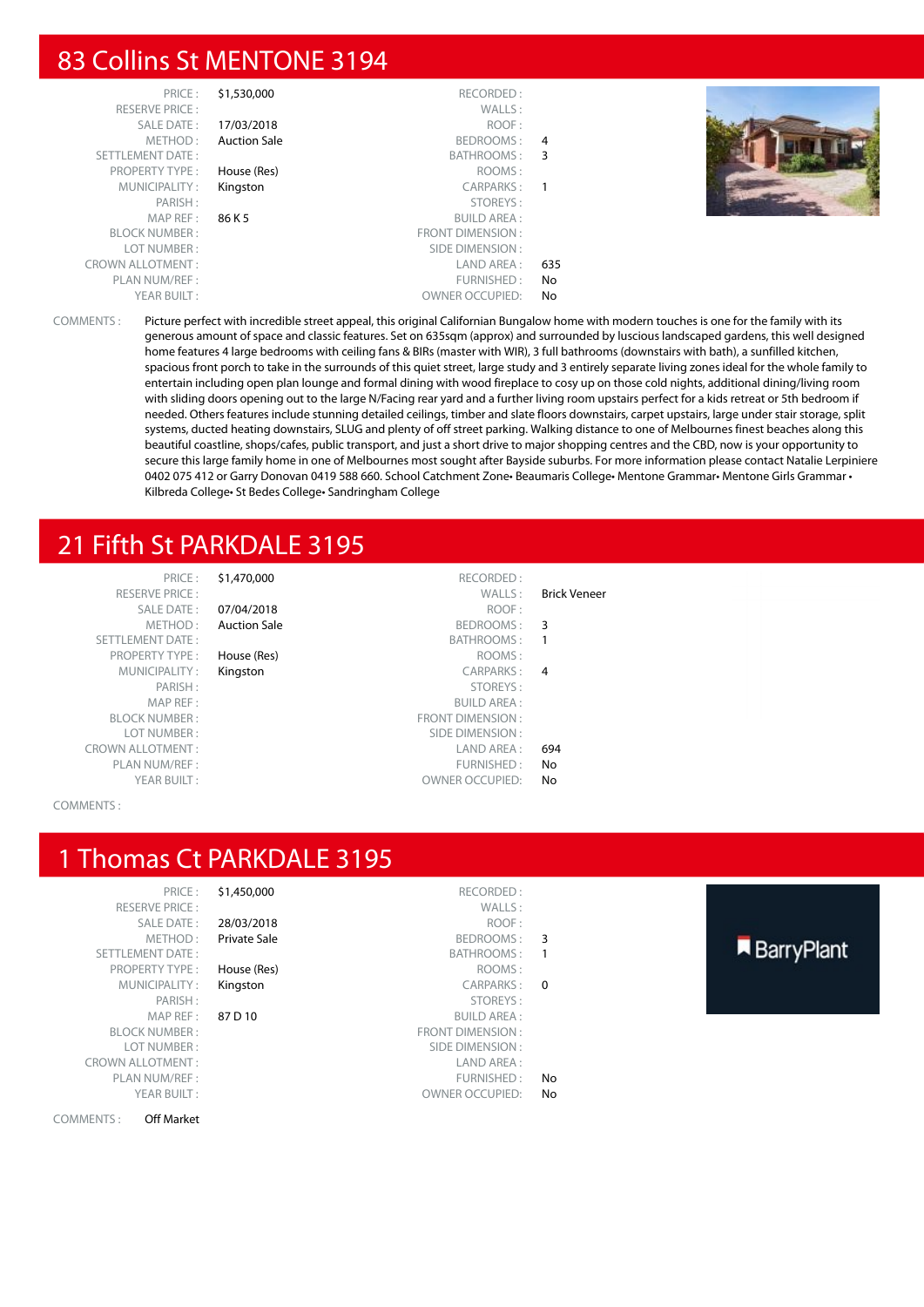## 83 Collins St MENTONE 3194

| | | | |
|---|---|---|---|
| PRICE : | $1,530,000 | RECORDED : | |
| RESERVE PRICE : | | WALLS : | |
| SALE DATE : | 17/03/2018 | ROOF : | |
| METHOD : | Auction Sale | BEDROOMS : | 4 |
| SETTLEMENT DATE : | | BATHROOMS : | 3 |
| PROPERTY TYPE : | House (Res) | ROOMS : | |
| MUNICIPALITY : | Kingston | CARPARKS : | 1 |
| PARISH : | | STOREYS : | |
| MAP REF : | 86 K 5 | BUILD AREA : | |
| BLOCK NUMBER : | | FRONT DIMENSION : | |
| LOT NUMBER : | | SIDE DIMENSION : | |
| CROWN ALLOTMENT : | | LAND AREA : | 635 |
| PLAN NUM/REF : | | FURNISHED : | No |
| YEAR BUILT : | | OWNER OCCUPIED: | No |

COMMENTS : Picture perfect with incredible street appeal, this original Californian Bungalow home with modern touches is one for the family with its generous amount of space and classic features. Set on 635sqm (approx) and surrounded by luscious landscaped gardens, this well designed home features 4 large bedrooms with ceiling fans & BIRs (master with WIR), 3 full bathrooms (downstairs with bath), a sunfilled kitchen, spacious front porch to take in the surrounds of this quiet street, large study and 3 entirely separate living zones ideal for the whole family to entertain including open plan lounge and formal dining with wood fireplace to cosy up on those cold nights, additional dining/living room with sliding doors opening out to the large N/Facing rear yard and a further living room upstairs perfect for a kids retreat or 5th bedroom if needed. Others features include stunning detailed ceilings, timber and slate floors downstairs, carpet upstairs, large under stair storage, split systems, ducted heating downstairs, SLUG and plenty of off street parking. Walking distance to one of Melbournes finest beaches along this beautiful coastline, shops/cafes, public transport, and just a short drive to major shopping centres and the CBD, now is your opportunity to secure this large family home in one of Melbournes most sought after Bayside suburbs. For more information please contact Natalie Lerpiniere 0402 075 412 or Garry Donovan 0419 588 660. School Catchment Zone• Beaumaris College• Mentone Grammar• Mentone Girls Grammar • Kilbreda College• St Bedes College• Sandringham College

## 21 Fifth St PARKDALE 3195

| | | | |
|---|---|---|---|
| PRICE : | $1,470,000 | RECORDED : | |
| RESERVE PRICE : | | WALLS : | Brick Veneer |
| SALE DATE : | 07/04/2018 | ROOF : | |
| METHOD : | Auction Sale | BEDROOMS : | 3 |
| SETTLEMENT DATE : | | BATHROOMS : | 1 |
| PROPERTY TYPE : | House (Res) | ROOMS : | |
| MUNICIPALITY : | Kingston | CARPARKS : | 4 |
| PARISH : | | STOREYS : | |
| MAP REF : | | BUILD AREA : | |
| BLOCK NUMBER : | | FRONT DIMENSION : | |
| LOT NUMBER : | | SIDE DIMENSION : | |
| CROWN ALLOTMENT : | | LAND AREA : | 694 |
| PLAN NUM/REF : | | FURNISHED : | No |
| YEAR BUILT : | | OWNER OCCUPIED: | No |

COMMENTS :

## 1 Thomas Ct PARKDALE 3195

| | | | |
|---|---|---|---|
| PRICE : | $1,450,000 | RECORDED : | |
| RESERVE PRICE : | | WALLS : | |
| SALE DATE : | 28/03/2018 | ROOF : | |
| METHOD : | Private Sale | BEDROOMS : | 3 |
| SETTLEMENT DATE : | | BATHROOMS : | 1 |
| PROPERTY TYPE : | House (Res) | ROOMS : | |
| MUNICIPALITY : | Kingston | CARPARKS : | 0 |
| PARISH : | | STOREYS : | |
| MAP REF : | 87 D 10 | BUILD AREA : | |
| BLOCK NUMBER : | | FRONT DIMENSION : | |
| LOT NUMBER : | | SIDE DIMENSION : | |
| CROWN ALLOTMENT : | | LAND AREA : | |
| PLAN NUM/REF : | | FURNISHED : | No |
| YEAR BUILT : | | OWNER OCCUPIED: | No |

COMMENTS : Off Market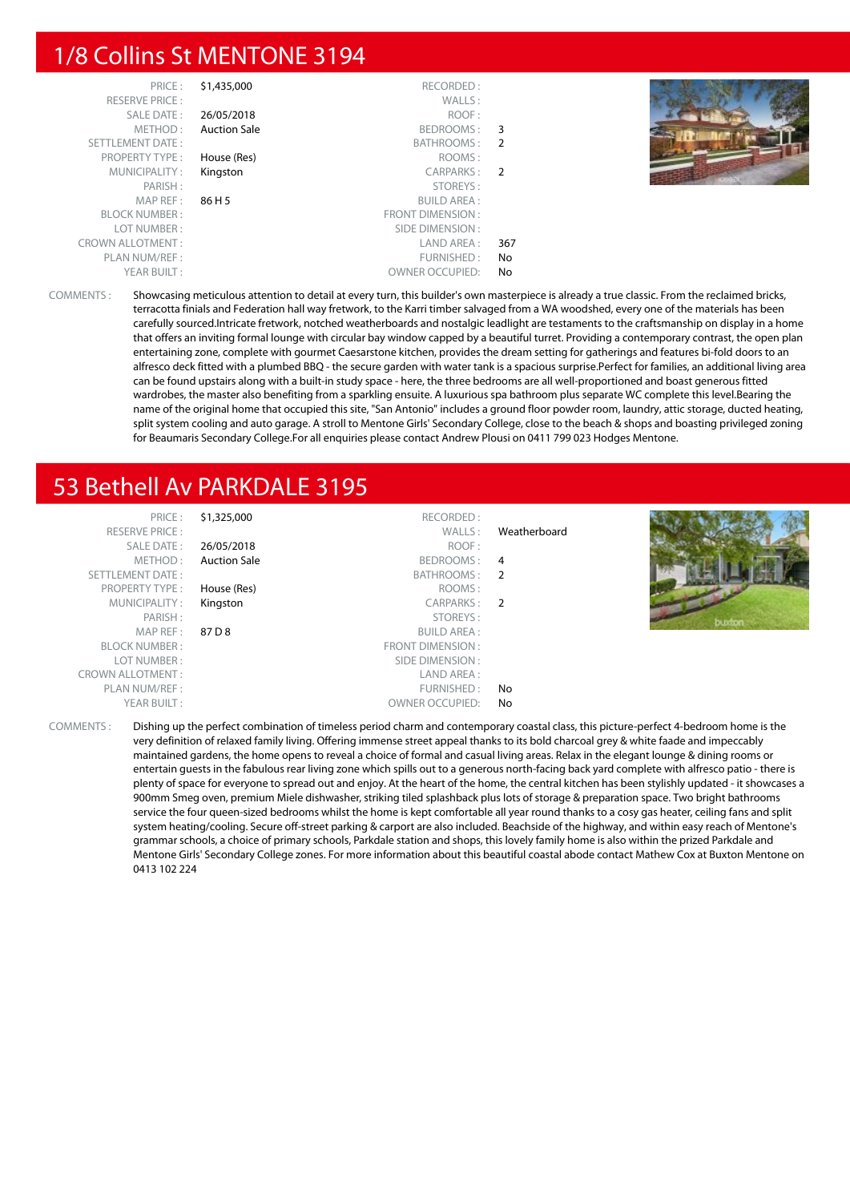## 1/8 Collins St MENTONE 3194

| | | | |
|---|---|---|---|
| PRICE : | $1,435,000 | RECORDED : | |
| RESERVE PRICE : | | WALLS : | |
| SALE DATE : | 26/05/2018 | ROOF : | |
| METHOD : | Auction Sale | BEDROOMS : | 3 |
| SETTLEMENT DATE : | | BATHROOMS : | 2 |
| PROPERTY TYPE : | House (Res) | ROOMS : | |
| MUNICIPALITY : | Kingston | CARPARKS : | 2 |
| PARISH : | | STOREYS : | |
| MAP REF : | 86 H 5 | BUILD AREA : | |
| BLOCK NUMBER : | | FRONT DIMENSION : | |
| LOT NUMBER : | | SIDE DIMENSION : | |
| CROWN ALLOTMENT : | | LAND AREA : | 367 |
| PLAN NUM/REF : | | FURNISHED : | No |
| YEAR BUILT : | | OWNER OCCUPIED: | No |

COMMENTS : Showcasing meticulous attention to detail at every turn, this builder's own masterpiece is already a true classic. From the reclaimed bricks, terracotta finials and Federation hall way fretwork, to the Karri timber salvaged from a WA woodshed, every one of the materials has been carefully sourced.Intricate fretwork, notched weatherboards and nostalgic leadlight are testaments to the craftsmanship on display in a home that offers an inviting formal lounge with circular bay window capped by a beautiful turret. Providing a contemporary contrast, the open plan entertaining zone, complete with gourmet Caesarstone kitchen, provides the dream setting for gatherings and features bi-fold doors to an alfresco deck fitted with a plumbed BBQ - the secure garden with water tank is a spacious surprise.Perfect for families, an additional living area can be found upstairs along with a built-in study space - here, the three bedrooms are all well-proportioned and boast generous fitted wardrobes, the master also benefiting from a sparkling ensuite. A luxurious spa bathroom plus separate WC complete this level.Bearing the name of the original home that occupied this site, "San Antonio" includes a ground floor powder room, laundry, attic storage, ducted heating, split system cooling and auto garage. A stroll to Mentone Girls' Secondary College, close to the beach & shops and boasting privileged zoning for Beaumaris Secondary College.For all enquiries please contact Andrew Plousi on 0411 799 023 Hodges Mentone.

## 53 Bethell Av PARKDALE 3195

| | | | |
|---|---|---|---|
| PRICE : | $1,325,000 | RECORDED : | |
| RESERVE PRICE : | | WALLS : | Weatherboard |
| SALE DATE : | 26/05/2018 | ROOF : | |
| METHOD : | Auction Sale | BEDROOMS : | 4 |
| SETTLEMENT DATE : | | BATHROOMS : | 2 |
| PROPERTY TYPE : | House (Res) | ROOMS : | |
| MUNICIPALITY : | Kingston | CARPARKS : | 2 |
| PARISH : | | STOREYS : | |
| MAP REF : | 87 D 8 | BUILD AREA : | |
| BLOCK NUMBER : | | FRONT DIMENSION : | |
| LOT NUMBER : | | SIDE DIMENSION : | |
| CROWN ALLOTMENT : | | LAND AREA : | |
| PLAN NUM/REF : | | FURNISHED : | No |
| YEAR BUILT : | | OWNER OCCUPIED: | No |

COMMENTS : Dishing up the perfect combination of timeless period charm and contemporary coastal class, this picture-perfect 4-bedroom home is the very definition of relaxed family living. Offering immense street appeal thanks to its bold charcoal grey & white faade and impeccably maintained gardens, the home opens to reveal a choice of formal and casual living areas. Relax in the elegant lounge & dining rooms or entertain guests in the fabulous rear living zone which spills out to a generous north-facing back yard complete with alfresco patio - there is plenty of space for everyone to spread out and enjoy. At the heart of the home, the central kitchen has been stylishly updated - it showcases a 900mm Smeg oven, premium Miele dishwasher, striking tiled splashback plus lots of storage & preparation space. Two bright bathrooms service the four queen-sized bedrooms whilst the home is kept comfortable all year round thanks to a cosy gas heater, ceiling fans and split system heating/cooling. Secure off-street parking & carport are also included. Beachside of the highway, and within easy reach of Mentone's grammar schools, a choice of primary schools, Parkdale station and shops, this lovely family home is also within the prized Parkdale and Mentone Girls' Secondary College zones. For more information about this beautiful coastal abode contact Mathew Cox at Buxton Mentone on 0413 102 224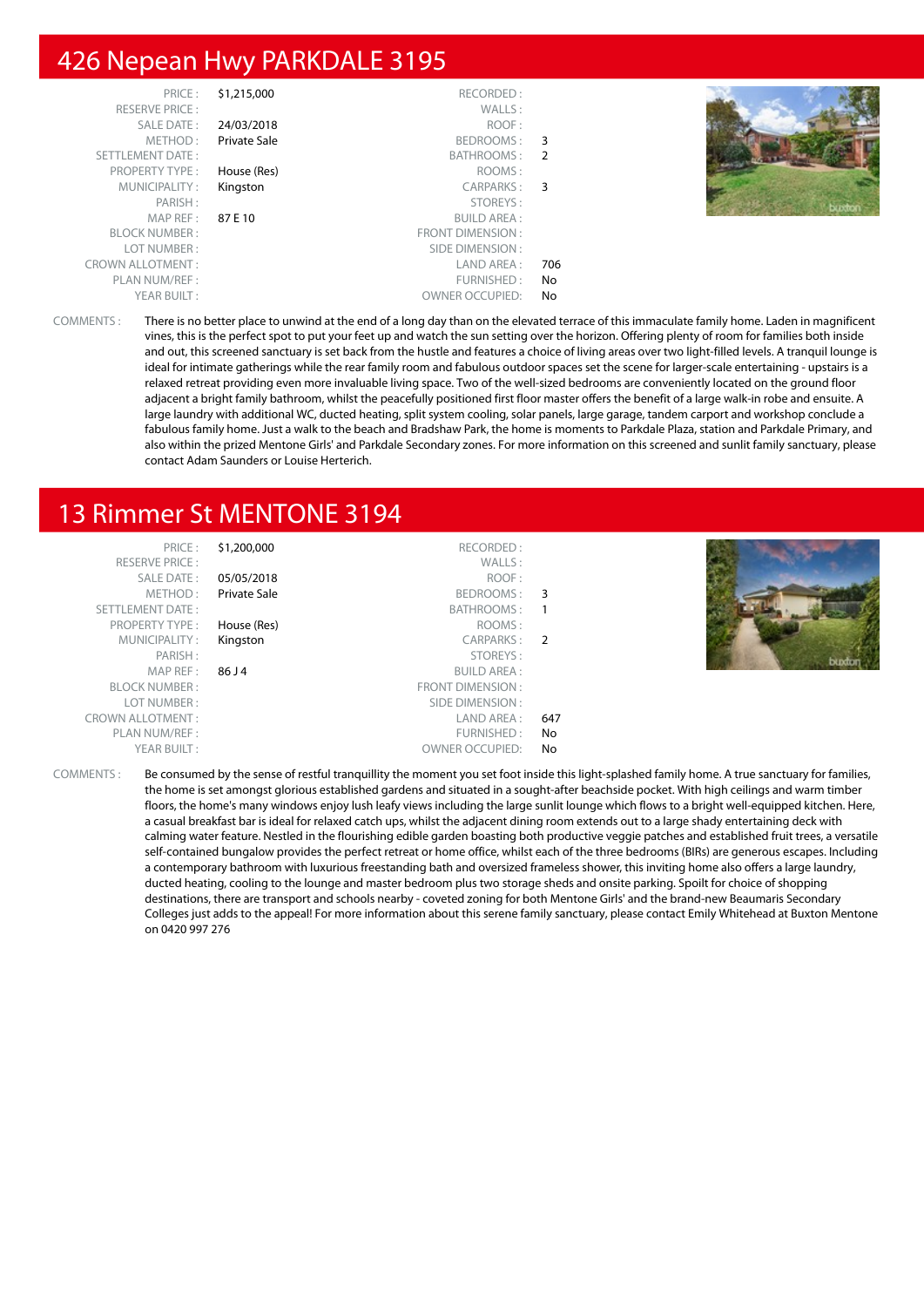## 426 Nepean Hwy PARKDALE 3195

| | | | |
|---|---|---|---|
| PRICE : | $1,215,000 | RECORDED : | |
| RESERVE PRICE : | | WALLS : | |
| SALE DATE : | 24/03/2018 | ROOF : | |
| METHOD : | Private Sale | BEDROOMS : | 3 |
| SETTLEMENT DATE : | | BATHROOMS : | 2 |
| PROPERTY TYPE : | House (Res) | ROOMS : | |
| MUNICIPALITY : | Kingston | CARPARKS : | 3 |
| PARISH : | | STOREYS : | |
| MAP REF : | 87 E 10 | BUILD AREA : | |
| BLOCK NUMBER : | | FRONT DIMENSION : | |
| LOT NUMBER : | | SIDE DIMENSION : | |
| CROWN ALLOTMENT : | | LAND AREA : | 706 |
| PLAN NUM/REF : | | FURNISHED : | No |
| YEAR BUILT : | | OWNER OCCUPIED: | No |

COMMENTS : There is no better place to unwind at the end of a long day than on the elevated terrace of this immaculate family home. Laden in magnificent vines, this is the perfect spot to put your feet up and watch the sun setting over the horizon. Offering plenty of room for families both inside and out, this screened sanctuary is set back from the hustle and features a choice of living areas over two light-filled levels. A tranquil lounge is ideal for intimate gatherings while the rear family room and fabulous outdoor spaces set the scene for larger-scale entertaining - upstairs is a relaxed retreat providing even more invaluable living space. Two of the well-sized bedrooms are conveniently located on the ground floor adjacent a bright family bathroom, whilst the peacefully positioned first floor master offers the benefit of a large walk-in robe and ensuite. A large laundry with additional WC, ducted heating, split system cooling, solar panels, large garage, tandem carport and workshop conclude a fabulous family home. Just a walk to the beach and Bradshaw Park, the home is moments to Parkdale Plaza, station and Parkdale Primary, and also within the prized Mentone Girls' and Parkdale Secondary zones. For more information on this screened and sunlit family sanctuary, please contact Adam Saunders or Louise Herterich.

## 13 Rimmer St MENTONE 3194

| | | | |
|---|---|---|---|
| PRICE : | $1,200,000 | RECORDED : | |
| RESERVE PRICE : | | WALLS : | |
| SALE DATE : | 05/05/2018 | ROOF : | |
| METHOD : | Private Sale | BEDROOMS : | 3 |
| SETTLEMENT DATE : | | BATHROOMS : | 1 |
| PROPERTY TYPE : | House (Res) | ROOMS : | |
| MUNICIPALITY : | Kingston | CARPARKS : | 2 |
| PARISH : | | STOREYS : | |
| MAP REF : | 86 J 4 | BUILD AREA : | |
| BLOCK NUMBER : | | FRONT DIMENSION : | |
| LOT NUMBER : | | SIDE DIMENSION : | |
| CROWN ALLOTMENT : | | LAND AREA : | 647 |
| PLAN NUM/REF : | | FURNISHED : | No |
| YEAR BUILT : | | OWNER OCCUPIED: | No |

COMMENTS : Be consumed by the sense of restful tranquillity the moment you set foot inside this light-splashed family home. A true sanctuary for families, the home is set amongst glorious established gardens and situated in a sought-after beachside pocket. With high ceilings and warm timber floors, the home's many windows enjoy lush leafy views including the large sunlit lounge which flows to a bright well-equipped kitchen. Here, a casual breakfast bar is ideal for relaxed catch ups, whilst the adjacent dining room extends out to a large shady entertaining deck with calming water feature. Nestled in the flourishing edible garden boasting both productive veggie patches and established fruit trees, a versatile self-contained bungalow provides the perfect retreat or home office, whilst each of the three bedrooms (BIRs) are generous escapes. Including a contemporary bathroom with luxurious freestanding bath and oversized frameless shower, this inviting home also offers a large laundry, ducted heating, cooling to the lounge and master bedroom plus two storage sheds and onsite parking. Spoilt for choice of shopping destinations, there are transport and schools nearby - coveted zoning for both Mentone Girls' and the brand-new Beaumaris Secondary Colleges just adds to the appeal! For more information about this serene family sanctuary, please contact Emily Whitehead at Buxton Mentone on 0420 997 276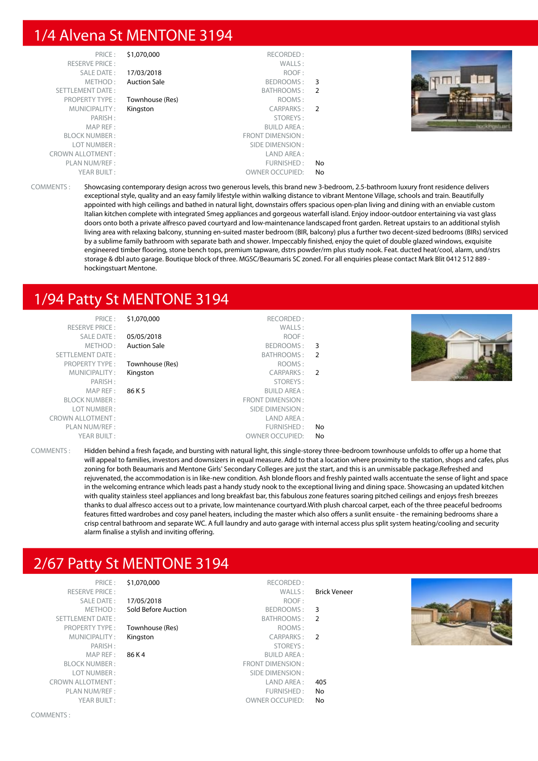## 1/4 Alvena St MENTONE 3194

| | | | |
|---|---|---|---|
| PRICE : | $1,070,000 | RECORDED : | |
| RESERVE PRICE : | | WALLS : | |
| SALE DATE : | 17/03/2018 | ROOF : | |
| METHOD : | Auction Sale | BEDROOMS : | 3 |
| SETTLEMENT DATE : | | BATHROOMS : | 2 |
| PROPERTY TYPE : | Townhouse (Res) | ROOMS : | |
| MUNICIPALITY : | Kingston | CARPARKS : | 2 |
| PARISH : | | STOREYS : | |
| MAP REF : | | BUILD AREA : | |
| BLOCK NUMBER : | | FRONT DIMENSION : | |
| LOT NUMBER : | | SIDE DIMENSION : | |
| CROWN ALLOTMENT : | | LAND AREA : | |
| PLAN NUM/REF : | | FURNISHED : | No |
| YEAR BUILT : | | OWNER OCCUPIED: | No |

COMMENTS : Showcasing contemporary design across two generous levels, this brand new 3-bedroom, 2.5-bathroom luxury front residence delivers exceptional style, quality and an easy family lifestyle within walking distance to vibrant Mentone Village, schools and train. Beautifully appointed with high ceilings and bathed in natural light, downstairs offers spacious open-plan living and dining with an enviable custom Italian kitchen complete with integrated Smeg appliances and gorgeous waterfall island. Enjoy indoor-outdoor entertaining via vast glass doors onto both a private alfresco paved courtyard and low-maintenance landscaped front garden. Retreat upstairs to an additional stylish living area with relaxing balcony, stunning en-suited master bedroom (BIR, balcony) plus a further two decent-sized bedrooms (BIRs) serviced by a sublime family bathroom with separate bath and shower. Impeccably finished, enjoy the quiet of double glazed windows, exquisite engineered timber flooring, stone bench tops, premium tapware, dstrs powder/rm plus study nook. Feat. ducted heat/cool, alarm, und/strs storage & dbl auto garage. Boutique block of three. MGSC/Beaumaris SC zoned. For all enquiries please contact Mark Blit 0412 512 889 - hockingstuart Mentone.

## 1/94 Patty St MENTONE 3194

| | | | |
|---|---|---|---|
| PRICE : | $1,070,000 | RECORDED : | |
| RESERVE PRICE : | | WALLS : | |
| SALE DATE : | 05/05/2018 | ROOF : | |
| METHOD : | Auction Sale | BEDROOMS : | 3 |
| SETTLEMENT DATE : | | BATHROOMS : | 2 |
| PROPERTY TYPE : | Townhouse (Res) | ROOMS : | |
| MUNICIPALITY : | Kingston | CARPARKS : | 2 |
| PARISH : | | STOREYS : | |
| MAP REF : | 86 K 5 | BUILD AREA : | |
| BLOCK NUMBER : | | FRONT DIMENSION : | |
| LOT NUMBER : | | SIDE DIMENSION : | |
| CROWN ALLOTMENT : | | LAND AREA : | |
| PLAN NUM/REF : | | FURNISHED : | No |
| YEAR BUILT : | | OWNER OCCUPIED: | No |

COMMENTS : Hidden behind a fresh façade, and bursting with natural light, this single-storey three-bedroom townhouse unfolds to offer up a home that will appeal to families, investors and downsizers in equal measure. Add to that a location where proximity to the station, shops and cafes, plus zoning for both Beaumaris and Mentone Girls' Secondary Colleges are just the start, and this is an unmissable package.Refreshed and rejuvenated, the accommodation is in like-new condition. Ash blonde floors and freshly painted walls accentuate the sense of light and space in the welcoming entrance which leads past a handy study nook to the exceptional living and dining space. Showcasing an updated kitchen with quality stainless steel appliances and long breakfast bar, this fabulous zone features soaring pitched ceilings and enjoys fresh breezes thanks to dual alfresco access out to a private, low maintenance courtyard.With plush charcoal carpet, each of the three peaceful bedrooms features fitted wardrobes and cosy panel heaters, including the master which also offers a sunlit ensuite - the remaining bedrooms share a crisp central bathroom and separate WC. A full laundry and auto garage with internal access plus split system heating/cooling and security alarm finalise a stylish and inviting offering.

## 2/67 Patty St MENTONE 3194

| | | | |
|---|---|---|---|
| PRICE : | $1,070,000 | RECORDED : | |
| RESERVE PRICE : | | WALLS : | Brick Veneer |
| SALE DATE : | 17/05/2018 | ROOF : | |
| METHOD : | Sold Before Auction | BEDROOMS : | 3 |
| SETTLEMENT DATE : | | BATHROOMS : | 2 |
| PROPERTY TYPE : | Townhouse (Res) | ROOMS : | |
| MUNICIPALITY : | Kingston | CARPARKS : | 2 |
| PARISH : | | STOREYS : | |
| MAP REF : | 86 K 4 | BUILD AREA : | |
| BLOCK NUMBER : | | FRONT DIMENSION : | |
| LOT NUMBER : | | SIDE DIMENSION : | |
| CROWN ALLOTMENT : | | LAND AREA : | 405 |
| PLAN NUM/REF : | | FURNISHED : | No |
| YEAR BUILT : | | OWNER OCCUPIED: | No |

COMMENTS :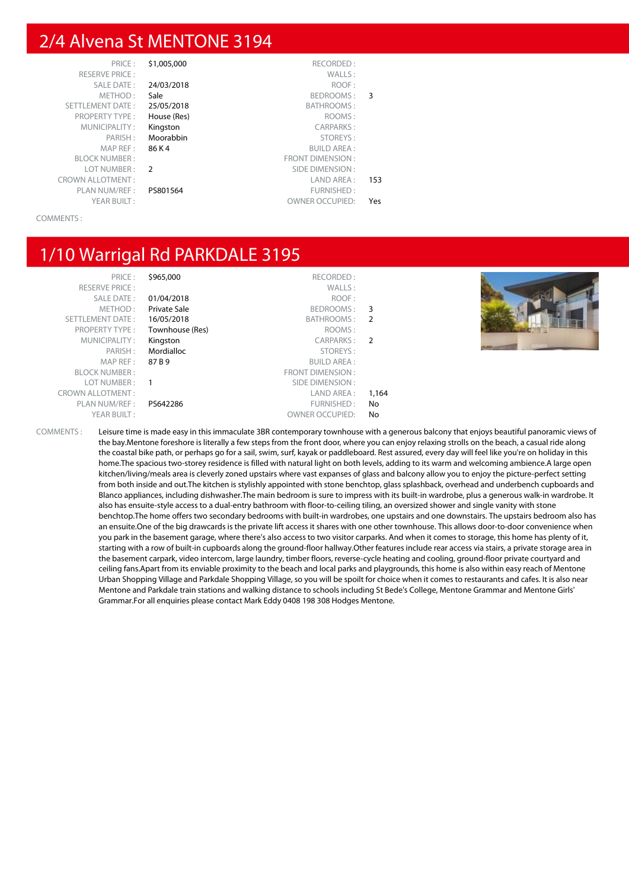## 2/4 Alvena St MENTONE 3194

| | | | |
|---|---|---|---|
| PRICE : | $1,005,000 | RECORDED : | |
| RESERVE PRICE : | | WALLS : | |
| SALE DATE : | 24/03/2018 | ROOF : | |
| METHOD : | Sale | BEDROOMS : | 3 |
| SETTLEMENT DATE : | 25/05/2018 | BATHROOMS : | |
| PROPERTY TYPE : | House (Res) | ROOMS : | |
| MUNICIPALITY : | Kingston | CARPARKS : | |
| PARISH : | Moorabbin | STOREYS : | |
| MAP REF : | 86 K 4 | BUILD AREA : | |
| BLOCK NUMBER : | | FRONT DIMENSION : | |
| LOT NUMBER : | 2 | SIDE DIMENSION : | |
| CROWN ALLOTMENT : | | LAND AREA : | 153 |
| PLAN NUM/REF : | PS801564 | FURNISHED : | |
| YEAR BUILT : | | OWNER OCCUPIED: | Yes |

COMMENTS :

## 1/10 Warrigal Rd PARKDALE 3195

| | | | |
|---|---|---|---|
| PRICE : | $965,000 | RECORDED : | |
| RESERVE PRICE : | | WALLS : | |
| SALE DATE : | 01/04/2018 | ROOF : | |
| METHOD : | Private Sale | BEDROOMS : | 3 |
| SETTLEMENT DATE : | 16/05/2018 | BATHROOMS : | 2 |
| PROPERTY TYPE : | Townhouse (Res) | ROOMS : | |
| MUNICIPALITY : | Kingston | CARPARKS : | 2 |
| PARISH : | Mordialloc | STOREYS : | |
| MAP REF : | 87 B 9 | BUILD AREA : | |
| BLOCK NUMBER : | | FRONT DIMENSION : | |
| LOT NUMBER : | 1 | SIDE DIMENSION : | |
| CROWN ALLOTMENT : | | LAND AREA : | 1,164 |
| PLAN NUM/REF : | PS642286 | FURNISHED : | No |
| YEAR BUILT : | | OWNER OCCUPIED: | No |

COMMENTS : Leisure time is made easy in this immaculate 3BR contemporary townhouse with a generous balcony that enjoys beautiful panoramic views of the bay.Mentone foreshore is literally a few steps from the front door, where you can enjoy relaxing strolls on the beach, a casual ride along the coastal bike path, or perhaps go for a sail, swim, surf, kayak or paddleboard. Rest assured, every day will feel like you're on holiday in this home.The spacious two-storey residence is filled with natural light on both levels, adding to its warm and welcoming ambience.A large open kitchen/living/meals area is cleverly zoned upstairs where vast expanses of glass and balcony allow you to enjoy the picture-perfect setting from both inside and out.The kitchen is stylishly appointed with stone benchtop, glass splashback, overhead and underbench cupboards and Blanco appliances, including dishwasher.The main bedroom is sure to impress with its built-in wardrobe, plus a generous walk-in wardrobe. It also has ensuite-style access to a dual-entry bathroom with floor-to-ceiling tiling, an oversized shower and single vanity with stone benchtop.The home offers two secondary bedrooms with built-in wardrobes, one upstairs and one downstairs. The upstairs bedroom also has an ensuite.One of the big drawcards is the private lift access it shares with one other townhouse. This allows door-to-door convenience when you park in the basement garage, where there's also access to two visitor carparks. And when it comes to storage, this home has plenty of it, starting with a row of built-in cupboards along the ground-floor hallway.Other features include rear access via stairs, a private storage area in the basement carpark, video intercom, large laundry, timber floors, reverse-cycle heating and cooling, ground-floor private courtyard and ceiling fans.Apart from its enviable proximity to the beach and local parks and playgrounds, this home is also within easy reach of Mentone Urban Shopping Village and Parkdale Shopping Village, so you will be spoilt for choice when it comes to restaurants and cafes. It is also near Mentone and Parkdale train stations and walking distance to schools including St Bede's College, Mentone Grammar and Mentone Girls' Grammar.For all enquiries please contact Mark Eddy 0408 198 308 Hodges Mentone.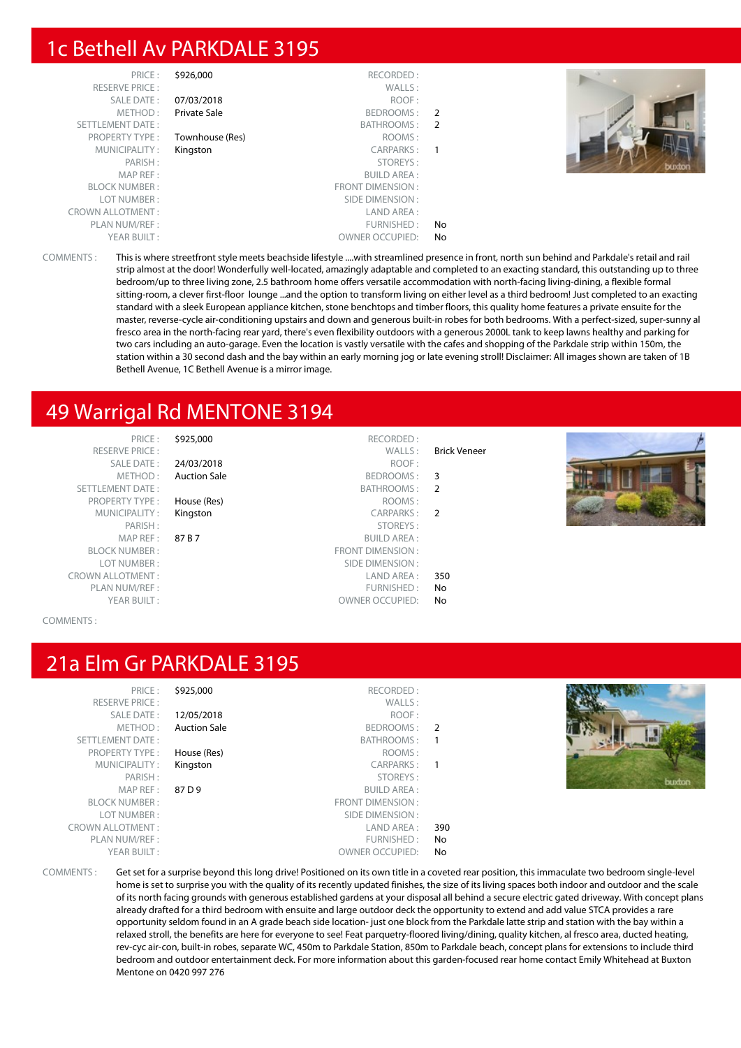## 1c Bethell Av PARKDALE 3195

| | | | |
|---|---|---|---|
| PRICE : | $926,000 | RECORDED : | |
| RESERVE PRICE : | | WALLS : | |
| SALE DATE : | 07/03/2018 | ROOF : | |
| METHOD : | Private Sale | BEDROOMS : | 2 |
| SETTLEMENT DATE : | | BATHROOMS : | 2 |
| PROPERTY TYPE : | Townhouse (Res) | ROOMS : | |
| MUNICIPALITY : | Kingston | CARPARKS : | 1 |
| PARISH : | | STOREYS : | |
| MAP REF : | | BUILD AREA : | |
| BLOCK NUMBER : | | FRONT DIMENSION : | |
| LOT NUMBER : | | SIDE DIMENSION : | |
| CROWN ALLOTMENT : | | LAND AREA : | |
| PLAN NUM/REF : | | FURNISHED : | No |
| YEAR BUILT : | | OWNER OCCUPIED: | No |

COMMENTS : This is where streetfront style meets beachside lifestyle ....with streamlined presence in front, north sun behind and Parkdale's retail and rail strip almost at the door! Wonderfully well-located, amazingly adaptable and completed to an exacting standard, this outstanding up to three bedroom/up to three living zone, 2.5 bathroom home offers versatile accommodation with north-facing living-dining, a flexible formal sitting-room, a clever first-floor lounge ...and the option to transform living on either level as a third bedroom! Just completed to an exacting standard with a sleek European appliance kitchen, stone benchtops and timber floors, this quality home features a private ensuite for the master, reverse-cycle air-conditioning upstairs and down and generous built-in robes for both bedrooms. With a perfect-sized, super-sunny al fresco area in the north-facing rear yard, there's even flexibility outdoors with a generous 2000L tank to keep lawns healthy and parking for two cars including an auto-garage. Even the location is vastly versatile with the cafes and shopping of the Parkdale strip within 150m, the station within a 30 second dash and the bay within an early morning jog or late evening stroll! Disclaimer: All images shown are taken of 1B Bethell Avenue, 1C Bethell Avenue is a mirror image.

## 49 Warrigal Rd MENTONE 3194

| | | | |
|---|---|---|---|
| PRICE : | $925,000 | RECORDED : | |
| RESERVE PRICE : | | WALLS : | Brick Veneer |
| SALE DATE : | 24/03/2018 | ROOF : | |
| METHOD : | Auction Sale | BEDROOMS : | 3 |
| SETTLEMENT DATE : | | BATHROOMS : | 2 |
| PROPERTY TYPE : | House (Res) | ROOMS : | |
| MUNICIPALITY : | Kingston | CARPARKS : | 2 |
| PARISH : | | STOREYS : | |
| MAP REF : | 87 B 7 | BUILD AREA : | |
| BLOCK NUMBER : | | FRONT DIMENSION : | |
| LOT NUMBER : | | SIDE DIMENSION : | |
| CROWN ALLOTMENT : | | LAND AREA : | 350 |
| PLAN NUM/REF : | | FURNISHED : | No |
| YEAR BUILT : | | OWNER OCCUPIED: | No |

COMMENTS :

## 21a Elm Gr PARKDALE 3195

| | | | |
|---|---|---|---|
| PRICE : | $925,000 | RECORDED : | |
| RESERVE PRICE : | | WALLS : | |
| SALE DATE : | 12/05/2018 | ROOF : | |
| METHOD : | Auction Sale | BEDROOMS : | 2 |
| SETTLEMENT DATE : | | BATHROOMS : | 1 |
| PROPERTY TYPE : | House (Res) | ROOMS : | |
| MUNICIPALITY : | Kingston | CARPARKS : | 1 |
| PARISH : | | STOREYS : | |
| MAP REF : | 87 D 9 | BUILD AREA : | |
| BLOCK NUMBER : | | FRONT DIMENSION : | |
| LOT NUMBER : | | SIDE DIMENSION : | |
| CROWN ALLOTMENT : | | LAND AREA : | 390 |
| PLAN NUM/REF : | | FURNISHED : | No |
| YEAR BUILT : | | OWNER OCCUPIED: | No |

COMMENTS : Get set for a surprise beyond this long drive! Positioned on its own title in a coveted rear position, this immaculate two bedroom single-level home is set to surprise you with the quality of its recently updated finishes, the size of its living spaces both indoor and outdoor and the scale of its north facing grounds with generous established gardens at your disposal all behind a secure electric gated driveway. With concept plans already drafted for a third bedroom with ensuite and large outdoor deck the opportunity to extend and add value STCA provides a rare opportunity seldom found in an A grade beach side location- just one block from the Parkdale latte strip and station with the bay within a relaxed stroll, the benefits are here for everyone to see! Feat parquetry-floored living/dining, quality kitchen, al fresco area, ducted heating, rev-cyc air-con, built-in robes, separate WC, 450m to Parkdale Station, 850m to Parkdale beach, concept plans for extensions to include third bedroom and outdoor entertainment deck. For more information about this garden-focused rear home contact Emily Whitehead at Buxton Mentone on 0420 997 276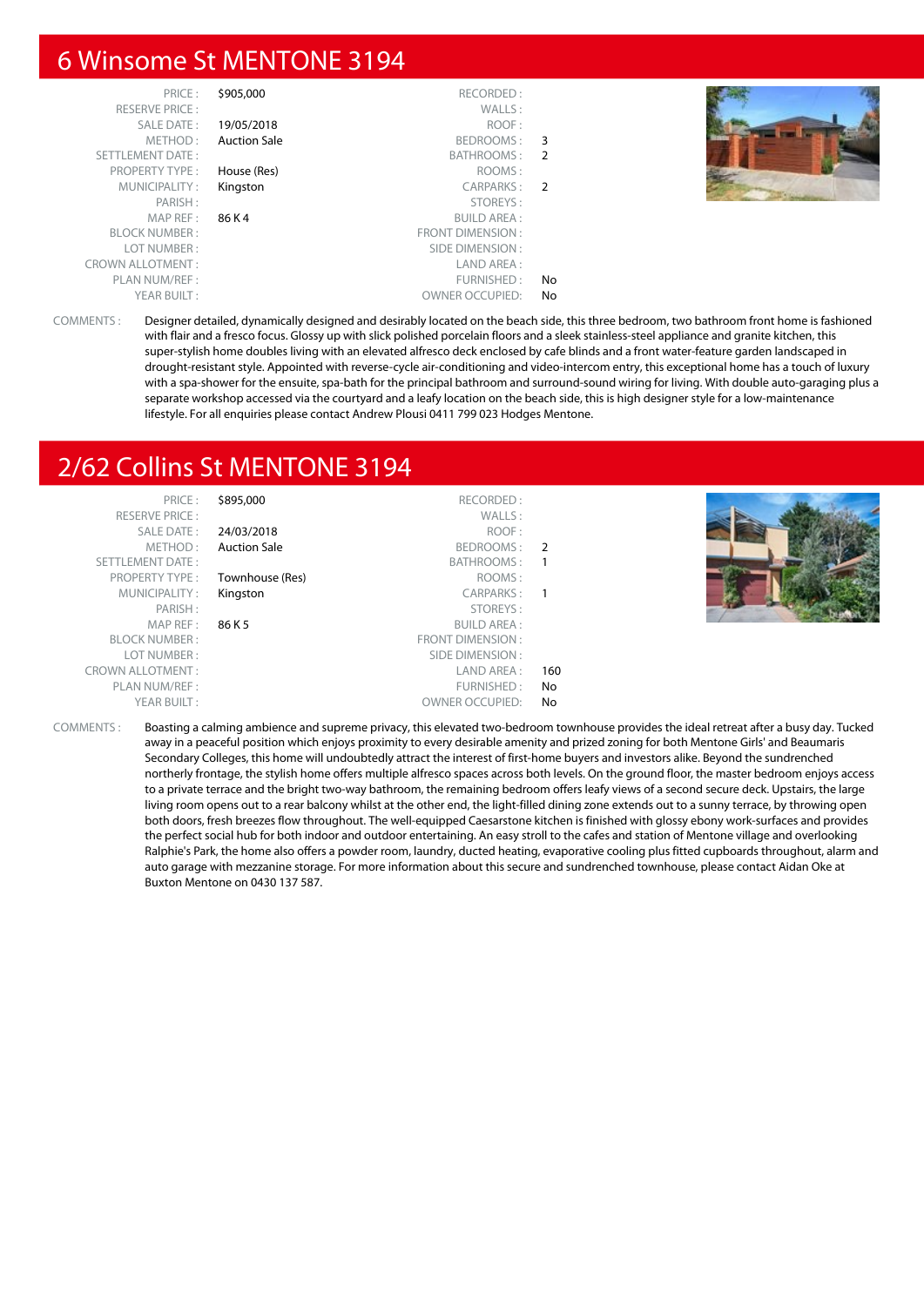# 6 Winsome St MENTONE 3194

| | | | |
|---|---|---|---|
| PRICE : | $905,000 | RECORDED : | |
| RESERVE PRICE : | | WALLS : | |
| SALE DATE : | 19/05/2018 | ROOF : | |
| METHOD : | Auction Sale | BEDROOMS : | 3 |
| SETTLEMENT DATE : | | BATHROOMS : | 2 |
| PROPERTY TYPE : | House (Res) | ROOMS : | |
| MUNICIPALITY : | Kingston | CARPARKS : | 2 |
| PARISH : | | STOREYS : | |
| MAP REF : | 86 K 4 | BUILD AREA : | |
| BLOCK NUMBER : | | FRONT DIMENSION : | |
| LOT NUMBER : | | SIDE DIMENSION : | |
| CROWN ALLOTMENT : | | LAND AREA : | |
| PLAN NUM/REF : | | FURNISHED : | No |
| YEAR BUILT : | | OWNER OCCUPIED: | No |

COMMENTS : Designer detailed, dynamically designed and desirably located on the beach side, this three bedroom, two bathroom front home is fashioned with flair and a fresco focus. Glossy up with slick polished porcelain floors and a sleek stainless-steel appliance and granite kitchen, this super-stylish home doubles living with an elevated alfresco deck enclosed by cafe blinds and a front water-feature garden landscaped in drought-resistant style. Appointed with reverse-cycle air-conditioning and video-intercom entry, this exceptional home has a touch of luxury with a spa-shower for the ensuite, spa-bath for the principal bathroom and surround-sound wiring for living. With double auto-garaging plus a separate workshop accessed via the courtyard and a leafy location on the beach side, this is high designer style for a low-maintenance lifestyle. For all enquiries please contact Andrew Plousi 0411 799 023 Hodges Mentone.

# 2/62 Collins St MENTONE 3194

| | | | |
|---|---|---|---|
| PRICE : | $895,000 | RECORDED : | |
| RESERVE PRICE : | | WALLS : | |
| SALE DATE : | 24/03/2018 | ROOF : | |
| METHOD : | Auction Sale | BEDROOMS : | 2 |
| SETTLEMENT DATE : | | BATHROOMS : | 1 |
| PROPERTY TYPE : | Townhouse (Res) | ROOMS : | |
| MUNICIPALITY : | Kingston | CARPARKS : | 1 |
| PARISH : | | STOREYS : | |
| MAP REF : | 86 K 5 | BUILD AREA : | |
| BLOCK NUMBER : | | FRONT DIMENSION : | |
| LOT NUMBER : | | SIDE DIMENSION : | |
| CROWN ALLOTMENT : | | LAND AREA : | 160 |
| PLAN NUM/REF : | | FURNISHED : | No |
| YEAR BUILT : | | OWNER OCCUPIED: | No |

COMMENTS : Boasting a calming ambience and supreme privacy, this elevated two-bedroom townhouse provides the ideal retreat after a busy day. Tucked away in a peaceful position which enjoys proximity to every desirable amenity and prized zoning for both Mentone Girls' and Beaumaris Secondary Colleges, this home will undoubtedly attract the interest of first-home buyers and investors alike. Beyond the sundrenched northerly frontage, the stylish home offers multiple alfresco spaces across both levels. On the ground floor, the master bedroom enjoys access to a private terrace and the bright two-way bathroom, the remaining bedroom offers leafy views of a second secure deck. Upstairs, the large living room opens out to a rear balcony whilst at the other end, the light-filled dining zone extends out to a sunny terrace, by throwing open both doors, fresh breezes flow throughout. The well-equipped Caesarstone kitchen is finished with glossy ebony work-surfaces and provides the perfect social hub for both indoor and outdoor entertaining. An easy stroll to the cafes and station of Mentone village and overlooking Ralphie's Park, the home also offers a powder room, laundry, ducted heating, evaporative cooling plus fitted cupboards throughout, alarm and auto garage with mezzanine storage. For more information about this secure and sundrenched townhouse, please contact Aidan Oke at Buxton Mentone on 0430 137 587.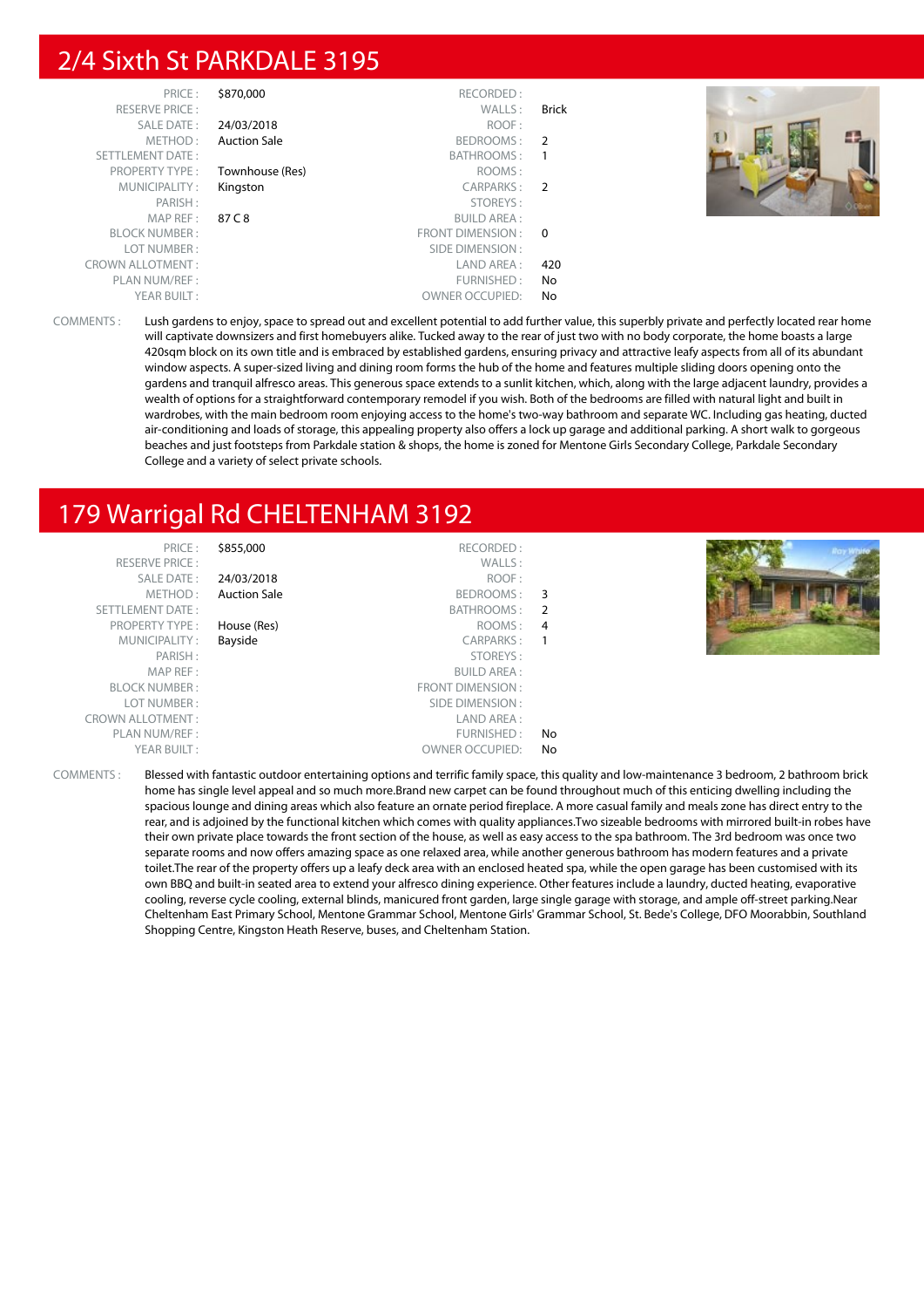## 2/4 Sixth St PARKDALE 3195

| | | | |
|---|---|---|---|
| PRICE : | $870,000 | RECORDED : | |
| RESERVE PRICE : | | WALLS : | Brick |
| SALE DATE : | 24/03/2018 | ROOF : | |
| METHOD : | Auction Sale | BEDROOMS : | 2 |
| SETTLEMENT DATE : | | BATHROOMS : | 1 |
| PROPERTY TYPE : | Townhouse (Res) | ROOMS : | |
| MUNICIPALITY : | Kingston | CARPARKS : | 2 |
| PARISH : | | STOREYS : | |
| MAP REF : | 87 C 8 | BUILD AREA : | |
| BLOCK NUMBER : | | FRONT DIMENSION : | 0 |
| LOT NUMBER : | | SIDE DIMENSION : | |
| CROWN ALLOTMENT : | | LAND AREA : | 420 |
| PLAN NUM/REF : | | FURNISHED : | No |
| YEAR BUILT : | | OWNER OCCUPIED: | No |

COMMENTS : Lush gardens to enjoy, space to spread out and excellent potential to add further value, this superbly private and perfectly located rear home will captivate downsizers and first homebuyers alike. Tucked away to the rear of just two with no body corporate, the home boasts a large 420sqm block on its own title and is embraced by established gardens, ensuring privacy and attractive leafy aspects from all of its abundant window aspects. A super-sized living and dining room forms the hub of the home and features multiple sliding doors opening onto the gardens and tranquil alfresco areas. This generous space extends to a sunlit kitchen, which, along with the large adjacent laundry, provides a wealth of options for a straightforward contemporary remodel if you wish. Both of the bedrooms are filled with natural light and built in wardrobes, with the main bedroom room enjoying access to the home's two-way bathroom and separate WC. Including gas heating, ducted air-conditioning and loads of storage, this appealing property also offers a lock up garage and additional parking. A short walk to gorgeous beaches and just footsteps from Parkdale station & shops, the home is zoned for Mentone Girls Secondary College, Parkdale Secondary College and a variety of select private schools.

## 179 Warrigal Rd CHELTENHAM 3192

| | | | |
|---|---|---|---|
| PRICE : | $855,000 | RECORDED : | |
| RESERVE PRICE : | | WALLS : | |
| SALE DATE : | 24/03/2018 | ROOF : | |
| METHOD : | Auction Sale | BEDROOMS : | 3 |
| SETTLEMENT DATE : | | BATHROOMS : | 2 |
| PROPERTY TYPE : | House (Res) | ROOMS : | 4 |
| MUNICIPALITY : | Bayside | CARPARKS : | 1 |
| PARISH : | | STOREYS : | |
| MAP REF : | | BUILD AREA : | |
| BLOCK NUMBER : | | FRONT DIMENSION : | |
| LOT NUMBER : | | SIDE DIMENSION : | |
| CROWN ALLOTMENT : | | LAND AREA : | |
| PLAN NUM/REF : | | FURNISHED : | No |
| YEAR BUILT : | | OWNER OCCUPIED: | No |

COMMENTS : Blessed with fantastic outdoor entertaining options and terrific family space, this quality and low-maintenance 3 bedroom, 2 bathroom brick home has single level appeal and so much more.Brand new carpet can be found throughout much of this enticing dwelling including the spacious lounge and dining areas which also feature an ornate period fireplace. A more casual family and meals zone has direct entry to the rear, and is adjoined by the functional kitchen which comes with quality appliances.Two sizeable bedrooms with mirrored built-in robes have their own private place towards the front section of the house, as well as easy access to the spa bathroom. The 3rd bedroom was once two separate rooms and now offers amazing space as one relaxed area, while another generous bathroom has modern features and a private toilet.The rear of the property offers up a leafy deck area with an enclosed heated spa, while the open garage has been customised with its own BBQ and built-in seated area to extend your alfresco dining experience. Other features include a laundry, ducted heating, evaporative cooling, reverse cycle cooling, external blinds, manicured front garden, large single garage with storage, and ample off-street parking.Near Cheltenham East Primary School, Mentone Grammar School, Mentone Girls' Grammar School, St. Bede's College, DFO Moorabbin, Southland Shopping Centre, Kingston Heath Reserve, buses, and Cheltenham Station.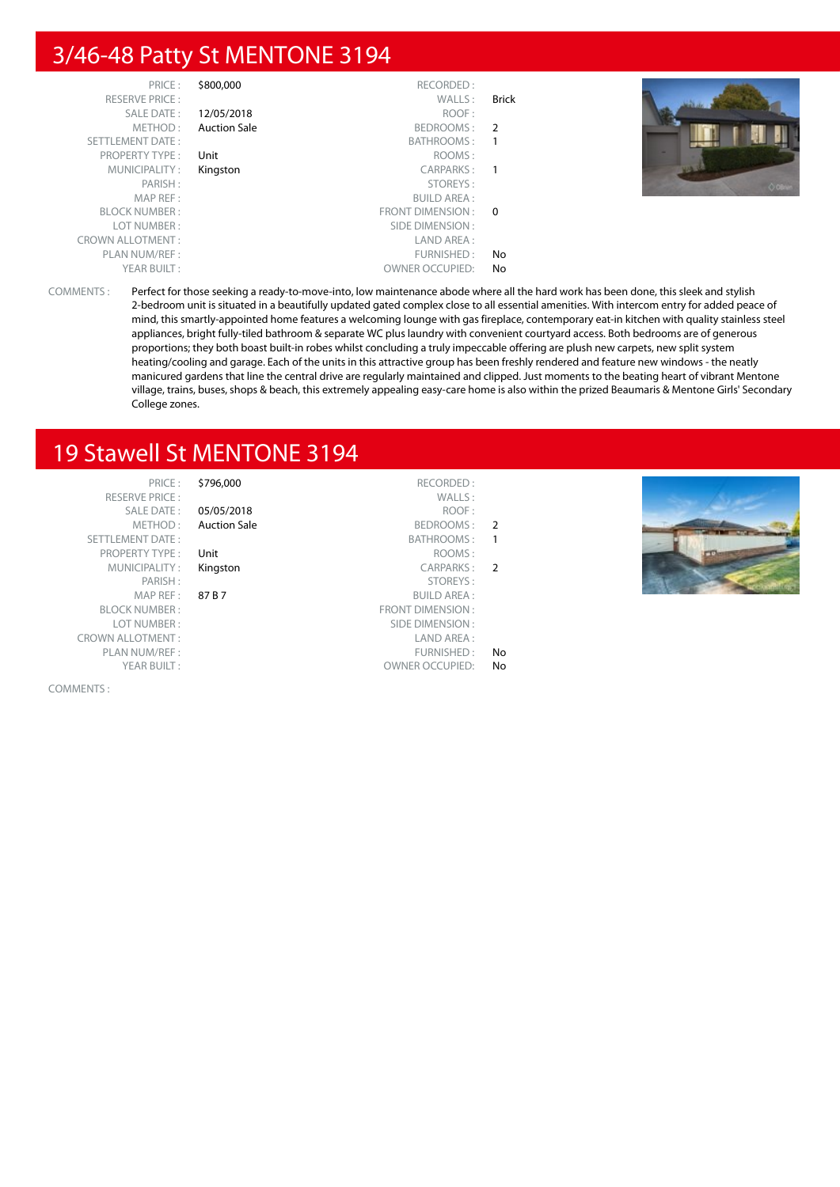## 3/46-48 Patty St MENTONE 3194

| | | | |
|---|---|---|---|
| PRICE : | $800,000 | RECORDED : | |
| RESERVE PRICE : | | WALLS : | Brick |
| SALE DATE : | 12/05/2018 | ROOF : | |
| METHOD : | Auction Sale | BEDROOMS : | 2 |
| SETTLEMENT DATE : | | BATHROOMS : | 1 |
| PROPERTY TYPE : | Unit | ROOMS : | |
| MUNICIPALITY : | Kingston | CARPARKS : | 1 |
| PARISH : | | STOREYS : | |
| MAP REF : | | BUILD AREA : | |
| BLOCK NUMBER : | | FRONT DIMENSION : | 0 |
| LOT NUMBER : | | SIDE DIMENSION : | |
| CROWN ALLOTMENT : | | LAND AREA : | |
| PLAN NUM/REF : | | FURNISHED : | No |
| YEAR BUILT : | | OWNER OCCUPIED: | No |

COMMENTS : Perfect for those seeking a ready-to-move-into, low maintenance abode where all the hard work has been done, this sleek and stylish 2-bedroom unit is situated in a beautifully updated gated complex close to all essential amenities. With intercom entry for added peace of mind, this smartly-appointed home features a welcoming lounge with gas fireplace, contemporary eat-in kitchen with quality stainless steel appliances, bright fully-tiled bathroom & separate WC plus laundry with convenient courtyard access. Both bedrooms are of generous proportions; they both boast built-in robes whilst concluding a truly impeccable offering are plush new carpets, new split system heating/cooling and garage. Each of the units in this attractive group has been freshly rendered and feature new windows - the neatly manicured gardens that line the central drive are regularly maintained and clipped. Just moments to the beating heart of vibrant Mentone village, trains, buses, shops & beach, this extremely appealing easy-care home is also within the prized Beaumaris & Mentone Girls' Secondary College zones.

## 19 Stawell St MENTONE 3194

| | | | |
|---|---|---|---|
| PRICE : | $796,000 | RECORDED : | |
| RESERVE PRICE : | | WALLS : | |
| SALE DATE : | 05/05/2018 | ROOF : | |
| METHOD : | Auction Sale | BEDROOMS : | 2 |
| SETTLEMENT DATE : | | BATHROOMS : | 1 |
| PROPERTY TYPE : | Unit | ROOMS : | |
| MUNICIPALITY : | Kingston | CARPARKS : | 2 |
| PARISH : | | STOREYS : | |
| MAP REF : | 87 B 7 | BUILD AREA : | |
| BLOCK NUMBER : | | FRONT DIMENSION : | |
| LOT NUMBER : | | SIDE DIMENSION : | |
| CROWN ALLOTMENT : | | LAND AREA : | |
| PLAN NUM/REF : | | FURNISHED : | No |
| YEAR BUILT : | | OWNER OCCUPIED: | No |

COMMENTS :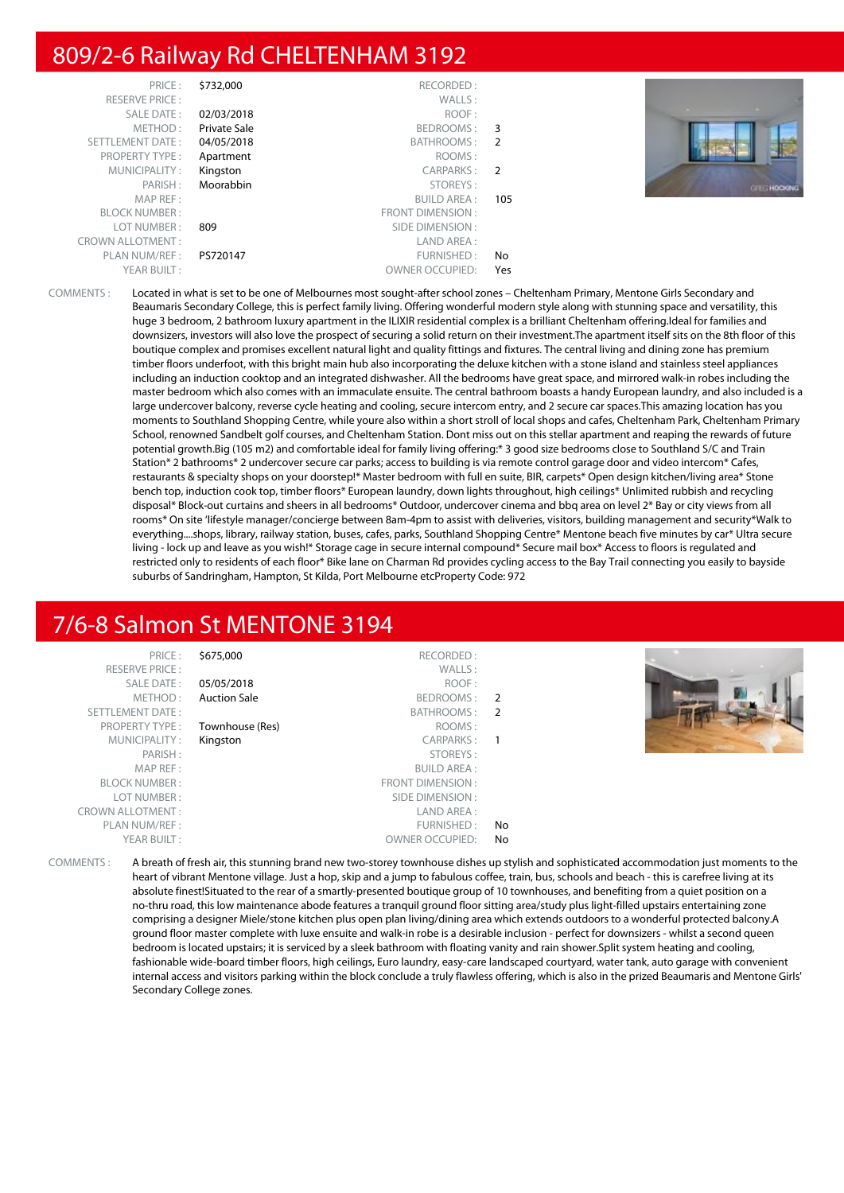# 809/2-6 Railway Rd CHELTENHAM 3192

| | | | |
|---|---|---|---|
| PRICE : | $732,000 | RECORDED : | |
| RESERVE PRICE : | | WALLS : | |
| SALE DATE : | 02/03/2018 | ROOF : | |
| METHOD : | Private Sale | BEDROOMS : | 3 |
| SETTLEMENT DATE : | 04/05/2018 | BATHROOMS : | 2 |
| PROPERTY TYPE : | Apartment | ROOMS : | |
| MUNICIPALITY : | Kingston | CARPARKS : | 2 |
| PARISH : | Moorabbin | STOREYS : | |
| MAP REF : | | BUILD AREA : | 105 |
| BLOCK NUMBER : | | FRONT DIMENSION : | |
| LOT NUMBER : | 809 | SIDE DIMENSION : | |
| CROWN ALLOTMENT : | | LAND AREA : | |
| PLAN NUM/REF : | PS720147 | FURNISHED : | No |
| YEAR BUILT : | | OWNER OCCUPIED: | Yes |

COMMENTS : Located in what is set to be one of Melbournes most sought-after school zones – Cheltenham Primary, Mentone Girls Secondary and Beaumaris Secondary College, this is perfect family living. Offering wonderful modern style along with stunning space and versatility, this huge 3 bedroom, 2 bathroom luxury apartment in the ILIXIR residential complex is a brilliant Cheltenham offering.Ideal for families and downsizers, investors will also love the prospect of securing a solid return on their investment.The apartment itself sits on the 8th floor of this boutique complex and promises excellent natural light and quality fittings and fixtures. The central living and dining zone has premium timber floors underfoot, with this bright main hub also incorporating the deluxe kitchen with a stone island and stainless steel appliances including an induction cooktop and an integrated dishwasher. All the bedrooms have great space, and mirrored walk-in robes including the master bedroom which also comes with an immaculate ensuite. The central bathroom boasts a handy European laundry, and also included is a large undercover balcony, reverse cycle heating and cooling, secure intercom entry, and 2 secure car spaces.This amazing location has you moments to Southland Shopping Centre, while youre also within a short stroll of local shops and cafes, Cheltenham Park, Cheltenham Primary School, renowned Sandbelt golf courses, and Cheltenham Station. Dont miss out on this stellar apartment and reaping the rewards of future potential growth.Big (105 m2) and comfortable ideal for family living offering:* 3 good size bedrooms close to Southland S/C and Train Station* 2 bathrooms* 2 undercover secure car parks; access to building is via remote control garage door and video intercom* Cafes, restaurants & specialty shops on your doorstep!* Master bedroom with full en suite, BIR, carpets* Open design kitchen/living area* Stone bench top, induction cook top, timber floors* European laundry, down lights throughout, high ceilings* Unlimited rubbish and recycling disposal* Block-out curtains and sheers in all bedrooms* Outdoor, undercover cinema and bbq area on level 2* Bay or city views from all rooms* On site 'lifestyle manager/concierge between 8am-4pm to assist with deliveries, visitors, building management and security*Walk to everything....shops, library, railway station, buses, cafes, parks, Southland Shopping Centre* Mentone beach five minutes by car* Ultra secure living - lock up and leave as you wish!* Storage cage in secure internal compound* Secure mail box* Access to floors is regulated and restricted only to residents of each floor* Bike lane on Charman Rd provides cycling access to the Bay Trail connecting you easily to bayside suburbs of Sandringham, Hampton, St Kilda, Port Melbourne etcProperty Code: 972

# 7/6-8 Salmon St MENTONE 3194

| | | | |
|---|---|---|---|
| PRICE : | $675,000 | RECORDED : | |
| RESERVE PRICE : | | WALLS : | |
| SALE DATE : | 05/05/2018 | ROOF : | |
| METHOD : | Auction Sale | BEDROOMS : | 2 |
| SETTLEMENT DATE : | | BATHROOMS : | 2 |
| PROPERTY TYPE : | Townhouse (Res) | ROOMS : | |
| MUNICIPALITY : | Kingston | CARPARKS : | 1 |
| PARISH : | | STOREYS : | |
| MAP REF : | | BUILD AREA : | |
| BLOCK NUMBER : | | FRONT DIMENSION : | |
| LOT NUMBER : | | SIDE DIMENSION : | |
| CROWN ALLOTMENT : | | LAND AREA : | |
| PLAN NUM/REF : | | FURNISHED : | No |
| YEAR BUILT : | | OWNER OCCUPIED: | No |

COMMENTS : A breath of fresh air, this stunning brand new two-storey townhouse dishes up stylish and sophisticated accommodation just moments to the heart of vibrant Mentone village. Just a hop, skip and a jump to fabulous coffee, train, bus, schools and beach - this is carefree living at its absolute finest!Situated to the rear of a smartly-presented boutique group of 10 townhouses, and benefiting from a quiet position on a no-thru road, this low maintenance abode features a tranquil ground floor sitting area/study plus light-filled upstairs entertaining zone comprising a designer Miele/stone kitchen plus open plan living/dining area which extends outdoors to a wonderful protected balcony.A ground floor master complete with luxe ensuite and walk-in robe is a desirable inclusion - perfect for downsizers - whilst a second queen bedroom is located upstairs; it is serviced by a sleek bathroom with floating vanity and rain shower.Split system heating and cooling, fashionable wide-board timber floors, high ceilings, Euro laundry, easy-care landscaped courtyard, water tank, auto garage with convenient internal access and visitors parking within the block conclude a truly flawless offering, which is also in the prized Beaumaris and Mentone Girls' Secondary College zones.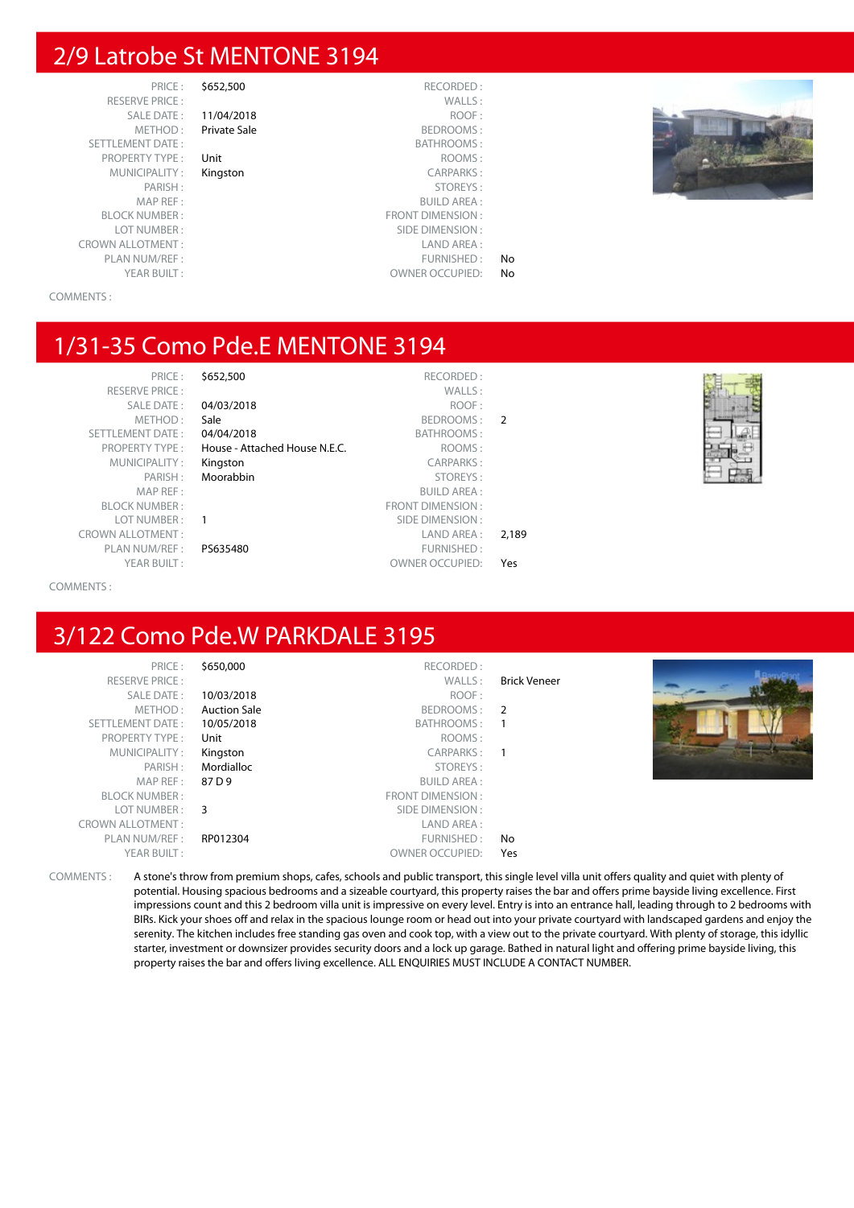## 2/9 Latrobe St MENTONE 3194

| | | | |
|---|---|---|---|
| PRICE : | $652,500 | RECORDED : | |
| RESERVE PRICE : | | WALLS : | |
| SALE DATE : | 11/04/2018 | ROOF : | |
| METHOD : | Private Sale | BEDROOMS : | |
| SETTLEMENT DATE : | | BATHROOMS : | |
| PROPERTY TYPE : | Unit | ROOMS : | |
| MUNICIPALITY : | Kingston | CARPARKS : | |
| PARISH : | | STOREYS : | |
| MAP REF : | | BUILD AREA : | |
| BLOCK NUMBER : | | FRONT DIMENSION : | |
| LOT NUMBER : | | SIDE DIMENSION : | |
| CROWN ALLOTMENT : | | LAND AREA : | |
| PLAN NUM/REF : | | FURNISHED : | No |
| YEAR BUILT : | | OWNER OCCUPIED: | No |

COMMENTS :

## 1/31-35 Como Pde.E MENTONE 3194

| | | | |
|---|---|---|---|
| PRICE : | $652,500 | RECORDED : | |
| RESERVE PRICE : | | WALLS : | |
| SALE DATE : | 04/03/2018 | ROOF : | |
| METHOD : | Sale | BEDROOMS : | 2 |
| SETTLEMENT DATE : | 04/04/2018 | BATHROOMS : | |
| PROPERTY TYPE : | House - Attached House N.E.C. | ROOMS : | |
| MUNICIPALITY : | Kingston | CARPARKS : | |
| PARISH : | Moorabbin | STOREYS : | |
| MAP REF : | | BUILD AREA : | |
| BLOCK NUMBER : | | FRONT DIMENSION : | |
| LOT NUMBER : | 1 | SIDE DIMENSION : | |
| CROWN ALLOTMENT : | | LAND AREA : | 2,189 |
| PLAN NUM/REF : | PS635480 | FURNISHED : | |
| YEAR BUILT : | | OWNER OCCUPIED: | Yes |

COMMENTS :

## 3/122 Como Pde.W PARKDALE 3195

| | | | |
|---|---|---|---|
| PRICE : | $650,000 | RECORDED : | |
| RESERVE PRICE : | | WALLS : | Brick Veneer |
| SALE DATE : | 10/03/2018 | ROOF : | |
| METHOD : | Auction Sale | BEDROOMS : | 2 |
| SETTLEMENT DATE : | 10/05/2018 | BATHROOMS : | 1 |
| PROPERTY TYPE : | Unit | ROOMS : | |
| MUNICIPALITY : | Kingston | CARPARKS : | 1 |
| PARISH : | Mordialloc | STOREYS : | |
| MAP REF : | 87 D 9 | BUILD AREA : | |
| BLOCK NUMBER : | | FRONT DIMENSION : | |
| LOT NUMBER : | 3 | SIDE DIMENSION : | |
| CROWN ALLOTMENT : | | LAND AREA : | |
| PLAN NUM/REF : | RP012304 | FURNISHED : | No |
| YEAR BUILT : | | OWNER OCCUPIED: | Yes |

COMMENTS : A stone's throw from premium shops, cafes, schools and public transport, this single level villa unit offers quality and quiet with plenty of potential. Housing spacious bedrooms and a sizeable courtyard, this property raises the bar and offers prime bayside living excellence. First impressions count and this 2 bedroom villa unit is impressive on every level. Entry is into an entrance hall, leading through to 2 bedrooms with BIRs. Kick your shoes off and relax in the spacious lounge room or head out into your private courtyard with landscaped gardens and enjoy the serenity. The kitchen includes free standing gas oven and cook top, with a view out to the private courtyard. With plenty of storage, this idyllic starter, investment or downsizer provides security doors and a lock up garage. Bathed in natural light and offering prime bayside living, this property raises the bar and offers living excellence. ALL ENQUIRIES MUST INCLUDE A CONTACT NUMBER.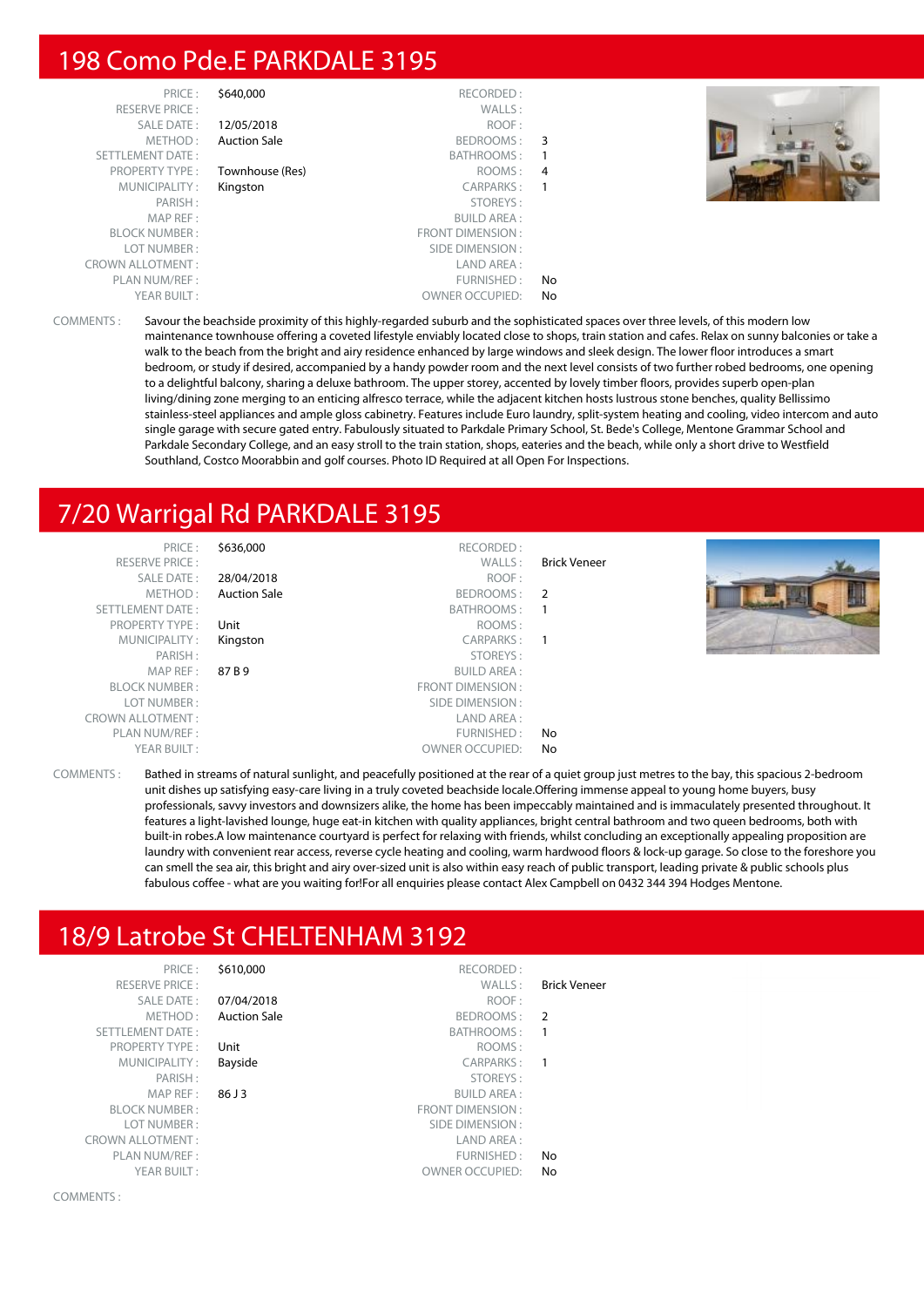## 198 Como Pde.E PARKDALE 3195

| | | | |
|---|---|---|---|
| PRICE : | $640,000 | RECORDED : | |
| RESERVE PRICE : | | WALLS : | |
| SALE DATE : | 12/05/2018 | ROOF : | |
| METHOD : | Auction Sale | BEDROOMS : | 3 |
| SETTLEMENT DATE : | | BATHROOMS : | 1 |
| PROPERTY TYPE : | Townhouse (Res) | ROOMS : | 4 |
| MUNICIPALITY : | Kingston | CARPARKS : | 1 |
| PARISH : | | STOREYS : | |
| MAP REF : | | BUILD AREA : | |
| BLOCK NUMBER : | | FRONT DIMENSION : | |
| LOT NUMBER : | | SIDE DIMENSION : | |
| CROWN ALLOTMENT : | | LAND AREA : | |
| PLAN NUM/REF : | | FURNISHED : | No |
| YEAR BUILT : | | OWNER OCCUPIED: | No |

COMMENTS : Savour the beachside proximity of this highly-regarded suburb and the sophisticated spaces over three levels, of this modern low maintenance townhouse offering a coveted lifestyle enviably located close to shops, train station and cafes. Relax on sunny balconies or take a walk to the beach from the bright and airy residence enhanced by large windows and sleek design. The lower floor introduces a smart bedroom, or study if desired, accompanied by a handy powder room and the next level consists of two further robed bedrooms, one opening to a delightful balcony, sharing a deluxe bathroom. The upper storey, accented by lovely timber floors, provides superb open-plan living/dining zone merging to an enticing alfresco terrace, while the adjacent kitchen hosts lustrous stone benches, quality Bellissimo stainless-steel appliances and ample gloss cabinetry. Features include Euro laundry, split-system heating and cooling, video intercom and auto single garage with secure gated entry. Fabulously situated to Parkdale Primary School, St. Bede's College, Mentone Grammar School and Parkdale Secondary College, and an easy stroll to the train station, shops, eateries and the beach, while only a short drive to Westfield Southland, Costco Moorabbin and golf courses. Photo ID Required at all Open For Inspections.

## 7/20 Warrigal Rd PARKDALE 3195

| | | | |
|---|---|---|---|
| PRICE : | $636,000 | RECORDED : | |
| RESERVE PRICE : | | WALLS : | Brick Veneer |
| SALE DATE : | 28/04/2018 | ROOF : | |
| METHOD : | Auction Sale | BEDROOMS : | 2 |
| SETTLEMENT DATE : | | BATHROOMS : | 1 |
| PROPERTY TYPE : | Unit | ROOMS : | |
| MUNICIPALITY : | Kingston | CARPARKS : | 1 |
| PARISH : | | STOREYS : | |
| MAP REF : | 87 B 9 | BUILD AREA : | |
| BLOCK NUMBER : | | FRONT DIMENSION : | |
| LOT NUMBER : | | SIDE DIMENSION : | |
| CROWN ALLOTMENT : | | LAND AREA : | |
| PLAN NUM/REF : | | FURNISHED : | No |
| YEAR BUILT : | | OWNER OCCUPIED: | No |

COMMENTS : Bathed in streams of natural sunlight, and peacefully positioned at the rear of a quiet group just metres to the bay, this spacious 2-bedroom unit dishes up satisfying easy-care living in a truly coveted beachside locale.Offering immense appeal to young home buyers, busy professionals, savvy investors and downsizers alike, the home has been impeccably maintained and is immaculately presented throughout. It features a light-lavished lounge, huge eat-in kitchen with quality appliances, bright central bathroom and two queen bedrooms, both with built-in robes.A low maintenance courtyard is perfect for relaxing with friends, whilst concluding an exceptionally appealing proposition are laundry with convenient rear access, reverse cycle heating and cooling, warm hardwood floors & lock-up garage. So close to the foreshore you can smell the sea air, this bright and airy over-sized unit is also within easy reach of public transport, leading private & public schools plus fabulous coffee - what are you waiting for!For all enquiries please contact Alex Campbell on 0432 344 394 Hodges Mentone.

## 18/9 Latrobe St CHELTENHAM 3192

| | | | |
|---|---|---|---|
| PRICE : | $610,000 | RECORDED : | |
| RESERVE PRICE : | | WALLS : | Brick Veneer |
| SALE DATE : | 07/04/2018 | ROOF : | |
| METHOD : | Auction Sale | BEDROOMS : | 2 |
| SETTLEMENT DATE : | | BATHROOMS : | 1 |
| PROPERTY TYPE : | Unit | ROOMS : | |
| MUNICIPALITY : | Bayside | CARPARKS : | 1 |
| PARISH : | | STOREYS : | |
| MAP REF : | 86 J 3 | BUILD AREA : | |
| BLOCK NUMBER : | | FRONT DIMENSION : | |
| LOT NUMBER : | | SIDE DIMENSION : | |
| CROWN ALLOTMENT : | | LAND AREA : | |
| PLAN NUM/REF : | | FURNISHED : | No |
| YEAR BUILT : | | OWNER OCCUPIED: | No |

COMMENTS :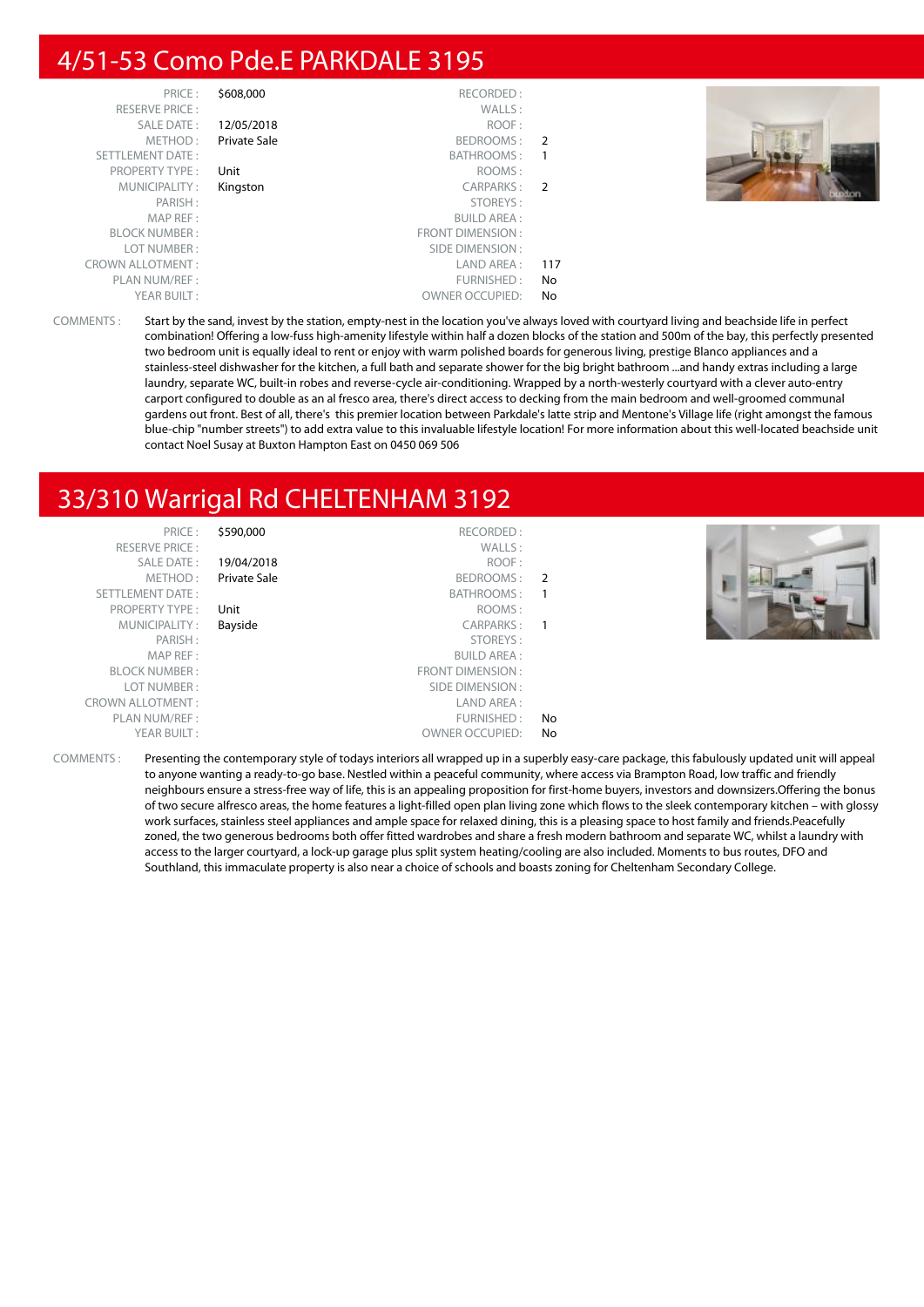# 4/51-53 Como Pde.E PARKDALE 3195

| | | | |
|---|---|---|---|
| PRICE : | $608,000 | RECORDED : | |
| RESERVE PRICE : | | WALLS : | |
| SALE DATE : | 12/05/2018 | ROOF : | |
| METHOD : | Private Sale | BEDROOMS : | 2 |
| SETTLEMENT DATE : | | BATHROOMS : | 1 |
| PROPERTY TYPE : | Unit | ROOMS : | |
| MUNICIPALITY : | Kingston | CARPARKS : | 2 |
| PARISH : | | STOREYS : | |
| MAP REF : | | BUILD AREA : | |
| BLOCK NUMBER : | | FRONT DIMENSION : | |
| LOT NUMBER : | | SIDE DIMENSION : | |
| CROWN ALLOTMENT : | | LAND AREA : | 117 |
| PLAN NUM/REF : | | FURNISHED : | No |
| YEAR BUILT : | | OWNER OCCUPIED: | No |

COMMENTS : Start by the sand, invest by the station, empty-nest in the location you've always loved with courtyard living and beachside life in perfect combination! Offering a low-fuss high-amenity lifestyle within half a dozen blocks of the station and 500m of the bay, this perfectly presented two bedroom unit is equally ideal to rent or enjoy with warm polished boards for generous living, prestige Blanco appliances and a stainless-steel dishwasher for the kitchen, a full bath and separate shower for the big bright bathroom ...and handy extras including a large laundry, separate WC, built-in robes and reverse-cycle air-conditioning. Wrapped by a north-westerly courtyard with a clever auto-entry carport configured to double as an al fresco area, there's direct access to decking from the main bedroom and well-groomed communal gardens out front. Best of all, there's this premier location between Parkdale's latte strip and Mentone's Village life (right amongst the famous blue-chip "number streets") to add extra value to this invaluable lifestyle location! For more information about this well-located beachside unit contact Noel Susay at Buxton Hampton East on 0450 069 506

# 33/310 Warrigal Rd CHELTENHAM 3192

| | | | |
|---|---|---|---|
| PRICE : | $590,000 | RECORDED : | |
| RESERVE PRICE : | | WALLS : | |
| SALE DATE : | 19/04/2018 | ROOF : | |
| METHOD : | Private Sale | BEDROOMS : | 2 |
| SETTLEMENT DATE : | | BATHROOMS : | 1 |
| PROPERTY TYPE : | Unit | ROOMS : | |
| MUNICIPALITY : | Bayside | CARPARKS : | 1 |
| PARISH : | | STOREYS : | |
| MAP REF : | | BUILD AREA : | |
| BLOCK NUMBER : | | FRONT DIMENSION : | |
| LOT NUMBER : | | SIDE DIMENSION : | |
| CROWN ALLOTMENT : | | LAND AREA : | |
| PLAN NUM/REF : | | FURNISHED : | No |
| YEAR BUILT : | | OWNER OCCUPIED: | No |

COMMENTS : Presenting the contemporary style of todays interiors all wrapped up in a superbly easy-care package, this fabulously updated unit will appeal to anyone wanting a ready-to-go base. Nestled within a peaceful community, where access via Brampton Road, low traffic and friendly neighbours ensure a stress-free way of life, this is an appealing proposition for first-home buyers, investors and downsizers.Offering the bonus of two secure alfresco areas, the home features a light-filled open plan living zone which flows to the sleek contemporary kitchen – with glossy work surfaces, stainless steel appliances and ample space for relaxed dining, this is a pleasing space to host family and friends.Peacefully zoned, the two generous bedrooms both offer fitted wardrobes and share a fresh modern bathroom and separate WC, whilst a laundry with access to the larger courtyard, a lock-up garage plus split system heating/cooling are also included. Moments to bus routes, DFO and Southland, this immaculate property is also near a choice of schools and boasts zoning for Cheltenham Secondary College.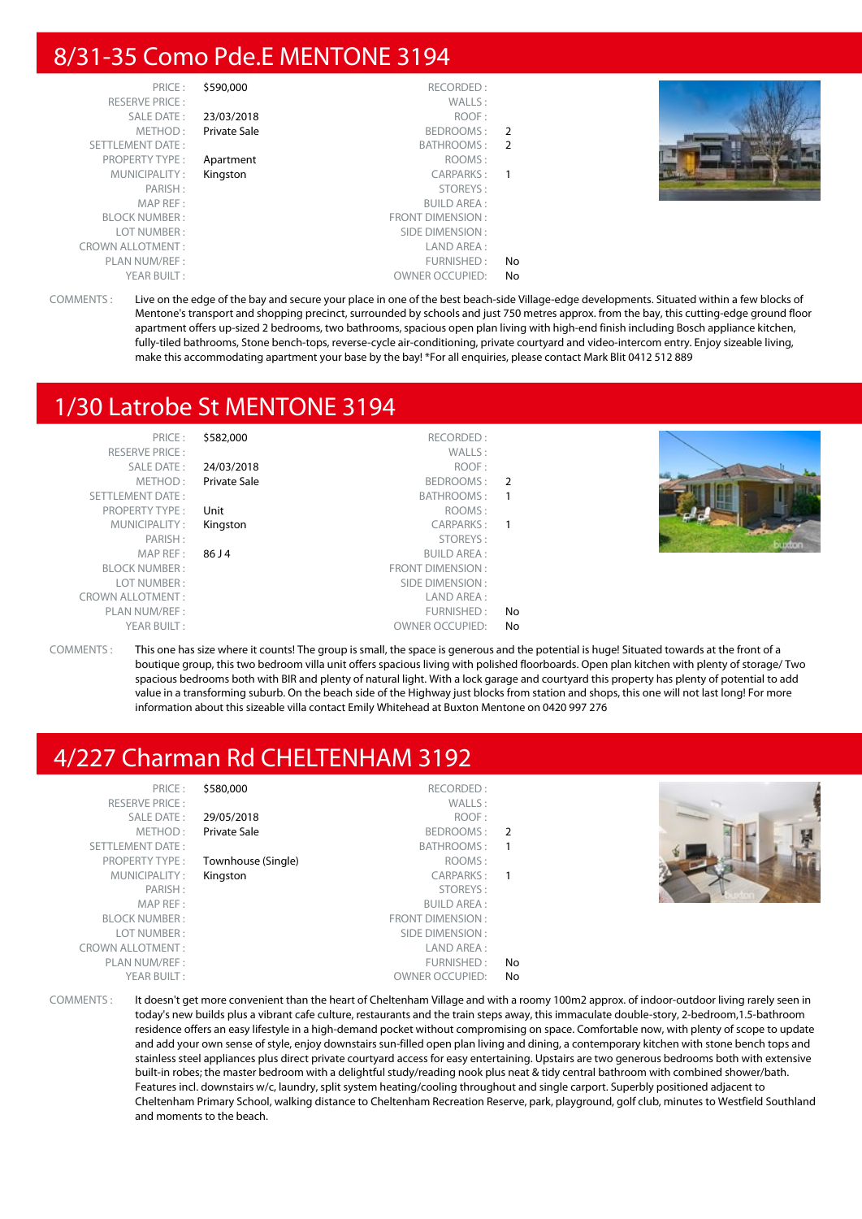## 8/31-35 Como Pde.E MENTONE 3194

| | | | |
|---|---|---|---|
| PRICE : | $590,000 | RECORDED : | |
| RESERVE PRICE : | | WALLS : | |
| SALE DATE : | 23/03/2018 | ROOF : | |
| METHOD : | Private Sale | BEDROOMS : | 2 |
| SETTLEMENT DATE : | | BATHROOMS : | 2 |
| PROPERTY TYPE : | Apartment | ROOMS : | |
| MUNICIPALITY : | Kingston | CARPARKS : | 1 |
| PARISH : | | STOREYS : | |
| MAP REF : | | BUILD AREA : | |
| BLOCK NUMBER : | | FRONT DIMENSION : | |
| LOT NUMBER : | | SIDE DIMENSION : | |
| CROWN ALLOTMENT : | | LAND AREA : | |
| PLAN NUM/REF : | | FURNISHED : | No |
| YEAR BUILT : | | OWNER OCCUPIED: | No |

COMMENTS : Live on the edge of the bay and secure your place in one of the best beach-side Village-edge developments. Situated within a few blocks of Mentone's transport and shopping precinct, surrounded by schools and just 750 metres approx. from the bay, this cutting-edge ground floor apartment offers up-sized 2 bedrooms, two bathrooms, spacious open plan living with high-end finish including Bosch appliance kitchen, fully-tiled bathrooms, Stone bench-tops, reverse-cycle air-conditioning, private courtyard and video-intercom entry. Enjoy sizeable living, make this accommodating apartment your base by the bay! *For all enquiries, please contact Mark Blit 0412 512 889

## 1/30 Latrobe St MENTONE 3194

| | | | |
|---|---|---|---|
| PRICE : | $582,000 | RECORDED : | |
| RESERVE PRICE : | | WALLS : | |
| SALE DATE : | 24/03/2018 | ROOF : | |
| METHOD : | Private Sale | BEDROOMS : | 2 |
| SETTLEMENT DATE : | | BATHROOMS : | 1 |
| PROPERTY TYPE : | Unit | ROOMS : | |
| MUNICIPALITY : | Kingston | CARPARKS : | 1 |
| PARISH : | | STOREYS : | |
| MAP REF : | 86 J 4 | BUILD AREA : | |
| BLOCK NUMBER : | | FRONT DIMENSION : | |
| LOT NUMBER : | | SIDE DIMENSION : | |
| CROWN ALLOTMENT : | | LAND AREA : | |
| PLAN NUM/REF : | | FURNISHED : | No |
| YEAR BUILT : | | OWNER OCCUPIED: | No |

COMMENTS : This one has size where it counts! The group is small, the space is generous and the potential is huge! Situated towards at the front of a boutique group, this two bedroom villa unit offers spacious living with polished floorboards. Open plan kitchen with plenty of storage/ Two spacious bedrooms both with BIR and plenty of natural light. With a lock garage and courtyard this property has plenty of potential to add value in a transforming suburb. On the beach side of the Highway just blocks from station and shops, this one will not last long! For more information about this sizeable villa contact Emily Whitehead at Buxton Mentone on 0420 997 276

## 4/227 Charman Rd CHELTENHAM 3192

| | | | |
|---|---|---|---|
| PRICE : | $580,000 | RECORDED : | |
| RESERVE PRICE : | | WALLS : | |
| SALE DATE : | 29/05/2018 | ROOF : | |
| METHOD : | Private Sale | BEDROOMS : | 2 |
| SETTLEMENT DATE : | | BATHROOMS : | 1 |
| PROPERTY TYPE : | Townhouse (Single) | ROOMS : | |
| MUNICIPALITY : | Kingston | CARPARKS : | 1 |
| PARISH : | | STOREYS : | |
| MAP REF : | | BUILD AREA : | |
| BLOCK NUMBER : | | FRONT DIMENSION : | |
| LOT NUMBER : | | SIDE DIMENSION : | |
| CROWN ALLOTMENT : | | LAND AREA : | |
| PLAN NUM/REF : | | FURNISHED : | No |
| YEAR BUILT : | | OWNER OCCUPIED: | No |

COMMENTS : It doesn't get more convenient than the heart of Cheltenham Village and with a roomy 100m2 approx. of indoor-outdoor living rarely seen in today's new builds plus a vibrant cafe culture, restaurants and the train steps away, this immaculate double-story, 2-bedroom,1.5-bathroom residence offers an easy lifestyle in a high-demand pocket without compromising on space. Comfortable now, with plenty of scope to update and add your own sense of style, enjoy downstairs sun-filled open plan living and dining, a contemporary kitchen with stone bench tops and stainless steel appliances plus direct private courtyard access for easy entertaining. Upstairs are two generous bedrooms both with extensive built-in robes; the master bedroom with a delightful study/reading nook plus neat & tidy central bathroom with combined shower/bath. Features incl. downstairs w/c, laundry, split system heating/cooling throughout and single carport. Superbly positioned adjacent to Cheltenham Primary School, walking distance to Cheltenham Recreation Reserve, park, playground, golf club, minutes to Westfield Southland and moments to the beach.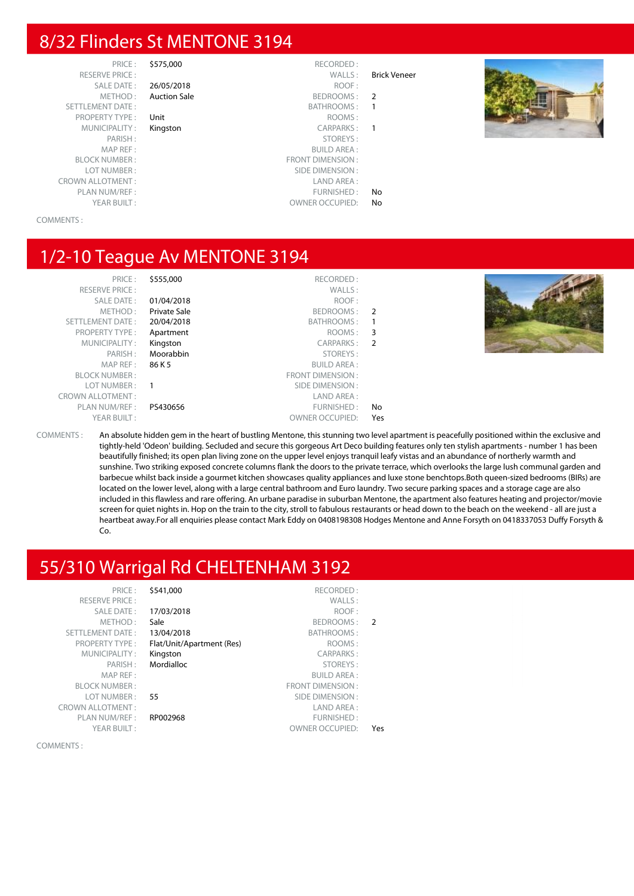## 8/32 Flinders St MENTONE 3194

| | | | |
|---|---|---|---|
| PRICE : | $575,000 | RECORDED : | |
| RESERVE PRICE : | | WALLS : | Brick Veneer |
| SALE DATE : | 26/05/2018 | ROOF : | |
| METHOD : | Auction Sale | BEDROOMS : | 2 |
| SETTLEMENT DATE : | | BATHROOMS : | 1 |
| PROPERTY TYPE : | Unit | ROOMS : | |
| MUNICIPALITY : | Kingston | CARPARKS : | 1 |
| PARISH : | | STOREYS : | |
| MAP REF : | | BUILD AREA : | |
| BLOCK NUMBER : | | FRONT DIMENSION : | |
| LOT NUMBER : | | SIDE DIMENSION : | |
| CROWN ALLOTMENT : | | LAND AREA : | |
| PLAN NUM/REF : | | FURNISHED : | No |
| YEAR BUILT : | | OWNER OCCUPIED: | No |

COMMENTS :

## 1/2-10 Teague Av MENTONE 3194

| | | | |
|---|---|---|---|
| PRICE : | $555,000 | RECORDED : | |
| RESERVE PRICE : | | WALLS : | |
| SALE DATE : | 01/04/2018 | ROOF : | |
| METHOD : | Private Sale | BEDROOMS : | 2 |
| SETTLEMENT DATE : | 20/04/2018 | BATHROOMS : | 1 |
| PROPERTY TYPE : | Apartment | ROOMS : | 3 |
| MUNICIPALITY : | Kingston | CARPARKS : | 2 |
| PARISH : | Moorabbin | STOREYS : | |
| MAP REF : | 86 K 5 | BUILD AREA : | |
| BLOCK NUMBER : | | FRONT DIMENSION : | |
| LOT NUMBER : | 1 | SIDE DIMENSION : | |
| CROWN ALLOTMENT : | | LAND AREA : | |
| PLAN NUM/REF : | PS430656 | FURNISHED : | No |
| YEAR BUILT : | | OWNER OCCUPIED: | Yes |

COMMENTS : An absolute hidden gem in the heart of bustling Mentone, this stunning two level apartment is peacefully positioned within the exclusive and tightly-held 'Odeon' building. Secluded and secure this gorgeous Art Deco building features only ten stylish apartments - number 1 has been beautifully finished; its open plan living zone on the upper level enjoys tranquil leafy vistas and an abundance of northerly warmth and sunshine. Two striking exposed concrete columns flank the doors to the private terrace, which overlooks the large lush communal garden and barbecue whilst back inside a gourmet kitchen showcases quality appliances and luxe stone benchtops.Both queen-sized bedrooms (BIRs) are located on the lower level, along with a large central bathroom and Euro laundry. Two secure parking spaces and a storage cage are also included in this flawless and rare offering. An urbane paradise in suburban Mentone, the apartment also features heating and projector/movie screen for quiet nights in. Hop on the train to the city, stroll to fabulous restaurants or head down to the beach on the weekend - all are just a heartbeat away.For all enquiries please contact Mark Eddy on 0408198308 Hodges Mentone and Anne Forsyth on 0418337053 Duffy Forsyth & Co.

## 55/310 Warrigal Rd CHELTENHAM 3192

| | | | |
|---|---|---|---|
| PRICE : | $541,000 | RECORDED : | |
| RESERVE PRICE : | | WALLS : | |
| SALE DATE : | 17/03/2018 | ROOF : | |
| METHOD : | Sale | BEDROOMS : | 2 |
| SETTLEMENT DATE : | 13/04/2018 | BATHROOMS : | |
| PROPERTY TYPE : | Flat/Unit/Apartment (Res) | ROOMS : | |
| MUNICIPALITY : | Kingston | CARPARKS : | |
| PARISH : | Mordialloc | STOREYS : | |
| MAP REF : | | BUILD AREA : | |
| BLOCK NUMBER : | | FRONT DIMENSION : | |
| LOT NUMBER : | 55 | SIDE DIMENSION : | |
| CROWN ALLOTMENT : | | LAND AREA : | |
| PLAN NUM/REF : | RP002968 | FURNISHED : | |
| YEAR BUILT : | | OWNER OCCUPIED: | Yes |

COMMENTS :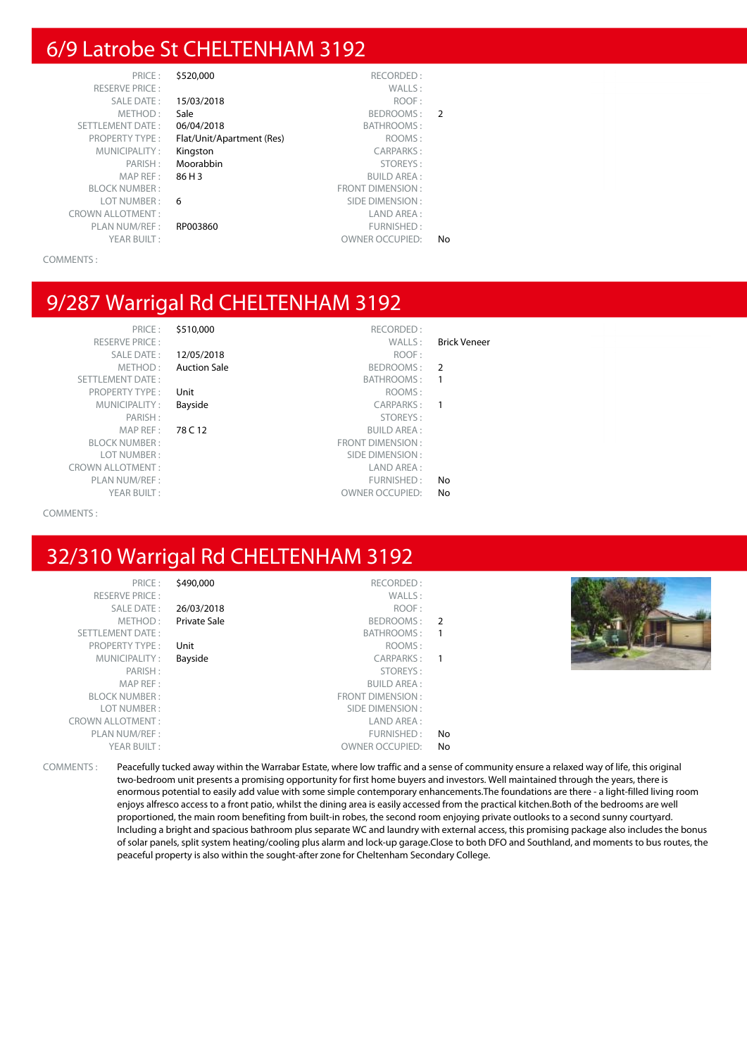## 6/9 Latrobe St CHELTENHAM 3192

| | | | |
|---|---|---|---|
| PRICE : | $520,000 | RECORDED : | |
| RESERVE PRICE : | | WALLS : | |
| SALE DATE : | 15/03/2018 | ROOF : | |
| METHOD : | Sale | BEDROOMS : | 2 |
| SETTLEMENT DATE : | 06/04/2018 | BATHROOMS : | |
| PROPERTY TYPE : | Flat/Unit/Apartment (Res) | ROOMS : | |
| MUNICIPALITY : | Kingston | CARPARKS : | |
| PARISH : | Moorabbin | STOREYS : | |
| MAP REF : | 86 H 3 | BUILD AREA : | |
| BLOCK NUMBER : | | FRONT DIMENSION : | |
| LOT NUMBER : | 6 | SIDE DIMENSION : | |
| CROWN ALLOTMENT : | | LAND AREA : | |
| PLAN NUM/REF : | RP003860 | FURNISHED : | |
| YEAR BUILT : | | OWNER OCCUPIED: | No |

COMMENTS :

## 9/287 Warrigal Rd CHELTENHAM 3192

| | | | |
|---|---|---|---|
| PRICE : | $510,000 | RECORDED : | |
| RESERVE PRICE : | | WALLS : | Brick Veneer |
| SALE DATE : | 12/05/2018 | ROOF : | |
| METHOD : | Auction Sale | BEDROOMS : | 2 |
| SETTLEMENT DATE : | | BATHROOMS : | 1 |
| PROPERTY TYPE : | Unit | ROOMS : | |
| MUNICIPALITY : | Bayside | CARPARKS : | 1 |
| PARISH : | | STOREYS : | |
| MAP REF : | 78 C 12 | BUILD AREA : | |
| BLOCK NUMBER : | | FRONT DIMENSION : | |
| LOT NUMBER : | | SIDE DIMENSION : | |
| CROWN ALLOTMENT : | | LAND AREA : | |
| PLAN NUM/REF : | | FURNISHED : | No |
| YEAR BUILT : | | OWNER OCCUPIED: | No |

COMMENTS :

## 32/310 Warrigal Rd CHELTENHAM 3192

| | | | |
|---|---|---|---|
| PRICE : | $490,000 | RECORDED : | |
| RESERVE PRICE : | | WALLS : | |
| SALE DATE : | 26/03/2018 | ROOF : | |
| METHOD : | Private Sale | BEDROOMS : | 2 |
| SETTLEMENT DATE : | | BATHROOMS : | 1 |
| PROPERTY TYPE : | Unit | ROOMS : | |
| MUNICIPALITY : | Bayside | CARPARKS : | 1 |
| PARISH : | | STOREYS : | |
| MAP REF : | | BUILD AREA : | |
| BLOCK NUMBER : | | FRONT DIMENSION : | |
| LOT NUMBER : | | SIDE DIMENSION : | |
| CROWN ALLOTMENT : | | LAND AREA : | |
| PLAN NUM/REF : | | FURNISHED : | No |
| YEAR BUILT : | | OWNER OCCUPIED: | No |

COMMENTS : Peacefully tucked away within the Warrabar Estate, where low traffic and a sense of community ensure a relaxed way of life, this original two-bedroom unit presents a promising opportunity for first home buyers and investors. Well maintained through the years, there is enormous potential to easily add value with some simple contemporary enhancements.The foundations are there - a light-filled living room enjoys alfresco access to a front patio, whilst the dining area is easily accessed from the practical kitchen.Both of the bedrooms are well proportioned, the main room benefiting from built-in robes, the second room enjoying private outlooks to a second sunny courtyard. Including a bright and spacious bathroom plus separate WC and laundry with external access, this promising package also includes the bonus of solar panels, split system heating/cooling plus alarm and lock-up garage.Close to both DFO and Southland, and moments to bus routes, the peaceful property is also within the sought-after zone for Cheltenham Secondary College.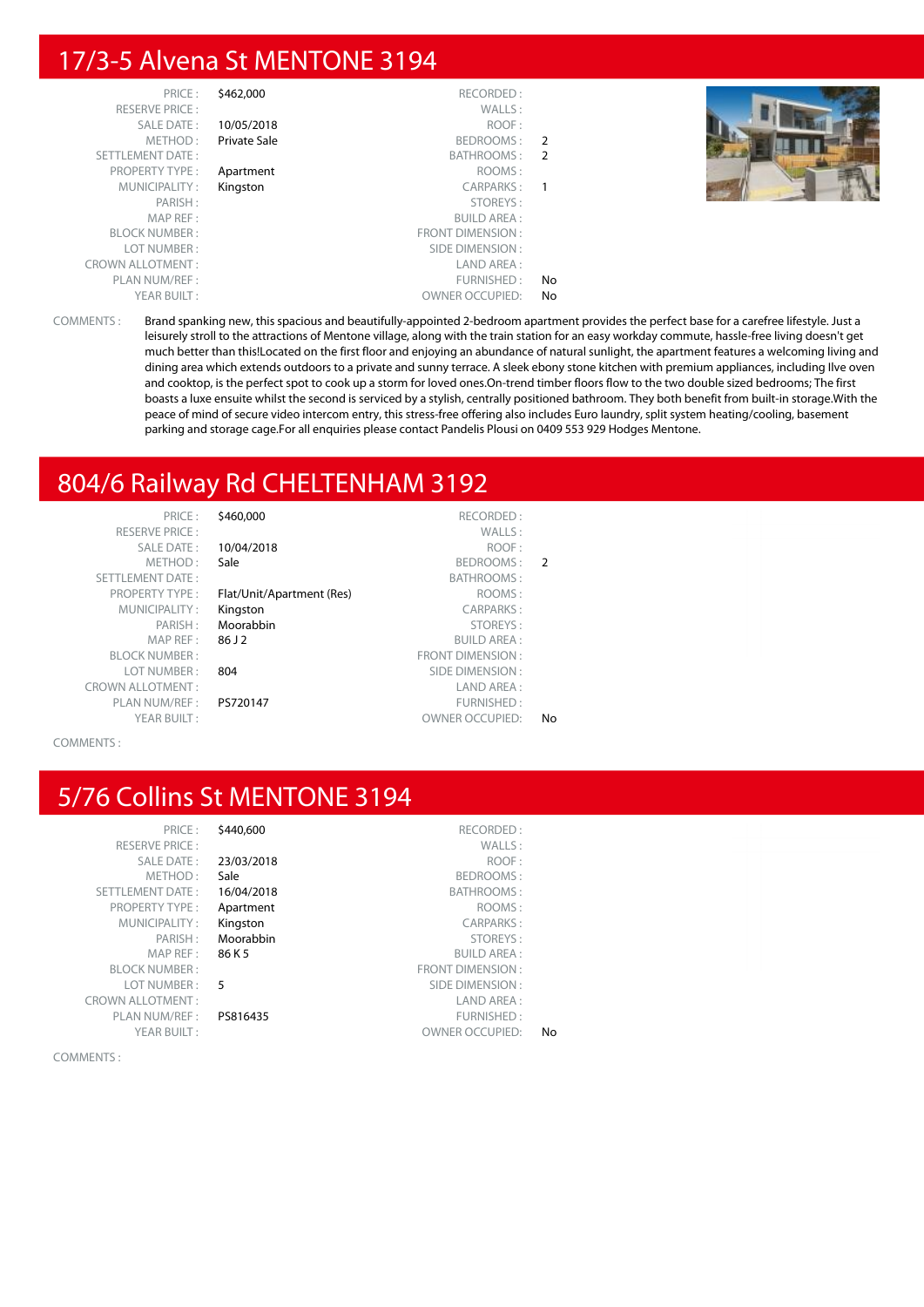## 17/3-5 Alvena St MENTONE 3194

| | | | |
|---|---|---|---|
| PRICE : | $462,000 | RECORDED : | |
| RESERVE PRICE : | | WALLS : | |
| SALE DATE : | 10/05/2018 | ROOF : | |
| METHOD : | Private Sale | BEDROOMS : | 2 |
| SETTLEMENT DATE : | | BATHROOMS : | 2 |
| PROPERTY TYPE : | Apartment | ROOMS : | |
| MUNICIPALITY : | Kingston | CARPARKS : | 1 |
| PARISH : | | STOREYS : | |
| MAP REF : | | BUILD AREA : | |
| BLOCK NUMBER : | | FRONT DIMENSION : | |
| LOT NUMBER : | | SIDE DIMENSION : | |
| CROWN ALLOTMENT : | | LAND AREA : | |
| PLAN NUM/REF : | | FURNISHED : | No |
| YEAR BUILT : | | OWNER OCCUPIED: | No |

COMMENTS : Brand spanking new, this spacious and beautifully-appointed 2-bedroom apartment provides the perfect base for a carefree lifestyle. Just a leisurely stroll to the attractions of Mentone village, along with the train station for an easy workday commute, hassle-free living doesn't get much better than this!Located on the first floor and enjoying an abundance of natural sunlight, the apartment features a welcoming living and dining area which extends outdoors to a private and sunny terrace. A sleek ebony stone kitchen with premium appliances, including Ilve oven and cooktop, is the perfect spot to cook up a storm for loved ones.On-trend timber floors flow to the two double sized bedrooms; The first boasts a luxe ensuite whilst the second is serviced by a stylish, centrally positioned bathroom. They both benefit from built-in storage.With the peace of mind of secure video intercom entry, this stress-free offering also includes Euro laundry, split system heating/cooling, basement parking and storage cage.For all enquiries please contact Pandelis Plousi on 0409 553 929 Hodges Mentone.

## 804/6 Railway Rd CHELTENHAM 3192

| | | | |
|---|---|---|---|
| PRICE : | $460,000 | RECORDED : | |
| RESERVE PRICE : | | WALLS : | |
| SALE DATE : | 10/04/2018 | ROOF : | |
| METHOD : | Sale | BEDROOMS : | 2 |
| SETTLEMENT DATE : | | BATHROOMS : | |
| PROPERTY TYPE : | Flat/Unit/Apartment (Res) | ROOMS : | |
| MUNICIPALITY : | Kingston | CARPARKS : | |
| PARISH : | Moorabbin | STOREYS : | |
| MAP REF : | 86 J 2 | BUILD AREA : | |
| BLOCK NUMBER : | | FRONT DIMENSION : | |
| LOT NUMBER : | 804 | SIDE DIMENSION : | |
| CROWN ALLOTMENT : | | LAND AREA : | |
| PLAN NUM/REF : | PS720147 | FURNISHED : | |
| YEAR BUILT : | | OWNER OCCUPIED: | No |

COMMENTS :

## 5/76 Collins St MENTONE 3194

| | | | |
|---|---|---|---|
| PRICE : | $440,600 | RECORDED : | |
| RESERVE PRICE : | | WALLS : | |
| SALE DATE : | 23/03/2018 | ROOF : | |
| METHOD : | Sale | BEDROOMS : | |
| SETTLEMENT DATE : | 16/04/2018 | BATHROOMS : | |
| PROPERTY TYPE : | Apartment | ROOMS : | |
| MUNICIPALITY : | Kingston | CARPARKS : | |
| PARISH : | Moorabbin | STOREYS : | |
| MAP REF : | 86 K 5 | BUILD AREA : | |
| BLOCK NUMBER : | | FRONT DIMENSION : | |
| LOT NUMBER : | 5 | SIDE DIMENSION : | |
| CROWN ALLOTMENT : | | LAND AREA : | |
| PLAN NUM/REF : | PS816435 | FURNISHED : | |
| YEAR BUILT : | | OWNER OCCUPIED: | No |

COMMENTS :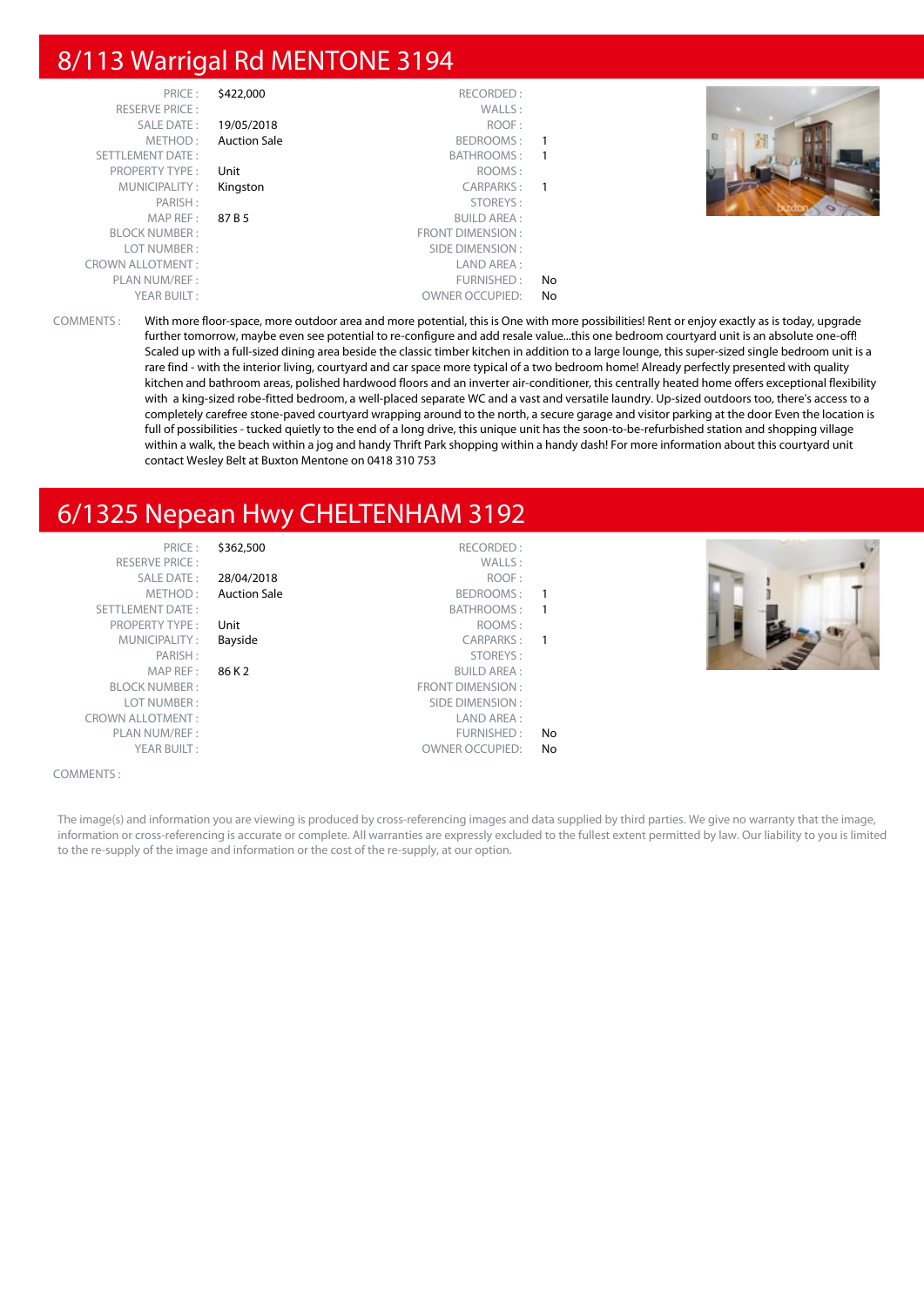## 8/113 Warrigal Rd MENTONE 3194

| | | | |
|---|---|---|---|
| PRICE : | $422,000 | RECORDED : | |
| RESERVE PRICE : | | WALLS : | |
| SALE DATE : | 19/05/2018 | ROOF : | |
| METHOD : | Auction Sale | BEDROOMS : | 1 |
| SETTLEMENT DATE : | | BATHROOMS : | 1 |
| PROPERTY TYPE : | Unit | ROOMS : | |
| MUNICIPALITY : | Kingston | CARPARKS : | 1 |
| PARISH : | | STOREYS : | |
| MAP REF : | 87 B 5 | BUILD AREA : | |
| BLOCK NUMBER : | | FRONT DIMENSION : | |
| LOT NUMBER : | | SIDE DIMENSION : | |
| CROWN ALLOTMENT : | | LAND AREA : | |
| PLAN NUM/REF : | | FURNISHED : | No |
| YEAR BUILT : | | OWNER OCCUPIED: | No |

COMMENTS : With more floor-space, more outdoor area and more potential, this is One with more possibilities! Rent or enjoy exactly as is today, upgrade further tomorrow, maybe even see potential to re-configure and add resale value...this one bedroom courtyard unit is an absolute one-off! Scaled up with a full-sized dining area beside the classic timber kitchen in addition to a large lounge, this super-sized single bedroom unit is a rare find - with the interior living, courtyard and car space more typical of a two bedroom home! Already perfectly presented with quality kitchen and bathroom areas, polished hardwood floors and an inverter air-conditioner, this centrally heated home offers exceptional flexibility with a king-sized robe-fitted bedroom, a well-placed separate WC and a vast and versatile laundry. Up-sized outdoors too, there's access to a completely carefree stone-paved courtyard wrapping around to the north, a secure garage and visitor parking at the door Even the location is full of possibilities - tucked quietly to the end of a long drive, this unique unit has the soon-to-be-refurbished station and shopping village within a walk, the beach within a jog and handy Thrift Park shopping within a handy dash! For more information about this courtyard unit contact Wesley Belt at Buxton Mentone on 0418 310 753

## 6/1325 Nepean Hwy CHELTENHAM 3192

| | | | |
|---|---|---|---|
| PRICE : | $362,500 | RECORDED : | |
| RESERVE PRICE : | | WALLS : | |
| SALE DATE : | 28/04/2018 | ROOF : | |
| METHOD : | Auction Sale | BEDROOMS : | 1 |
| SETTLEMENT DATE : | | BATHROOMS : | 1 |
| PROPERTY TYPE : | Unit | ROOMS : | |
| MUNICIPALITY : | Bayside | CARPARKS : | 1 |
| PARISH : | | STOREYS : | |
| MAP REF : | 86 K 2 | BUILD AREA : | |
| BLOCK NUMBER : | | FRONT DIMENSION : | |
| LOT NUMBER : | | SIDE DIMENSION : | |
| CROWN ALLOTMENT : | | LAND AREA : | |
| PLAN NUM/REF : | | FURNISHED : | No |
| YEAR BUILT : | | OWNER OCCUPIED: | No |

COMMENTS :

The image(s) and information you are viewing is produced by cross-referencing images and data supplied by third parties. We give no warranty that the image, information or cross-referencing is accurate or complete. All warranties are expressly excluded to the fullest extent permitted by law. Our liability to you is limited to the re-supply of the image and information or the cost of the re-supply, at our option.